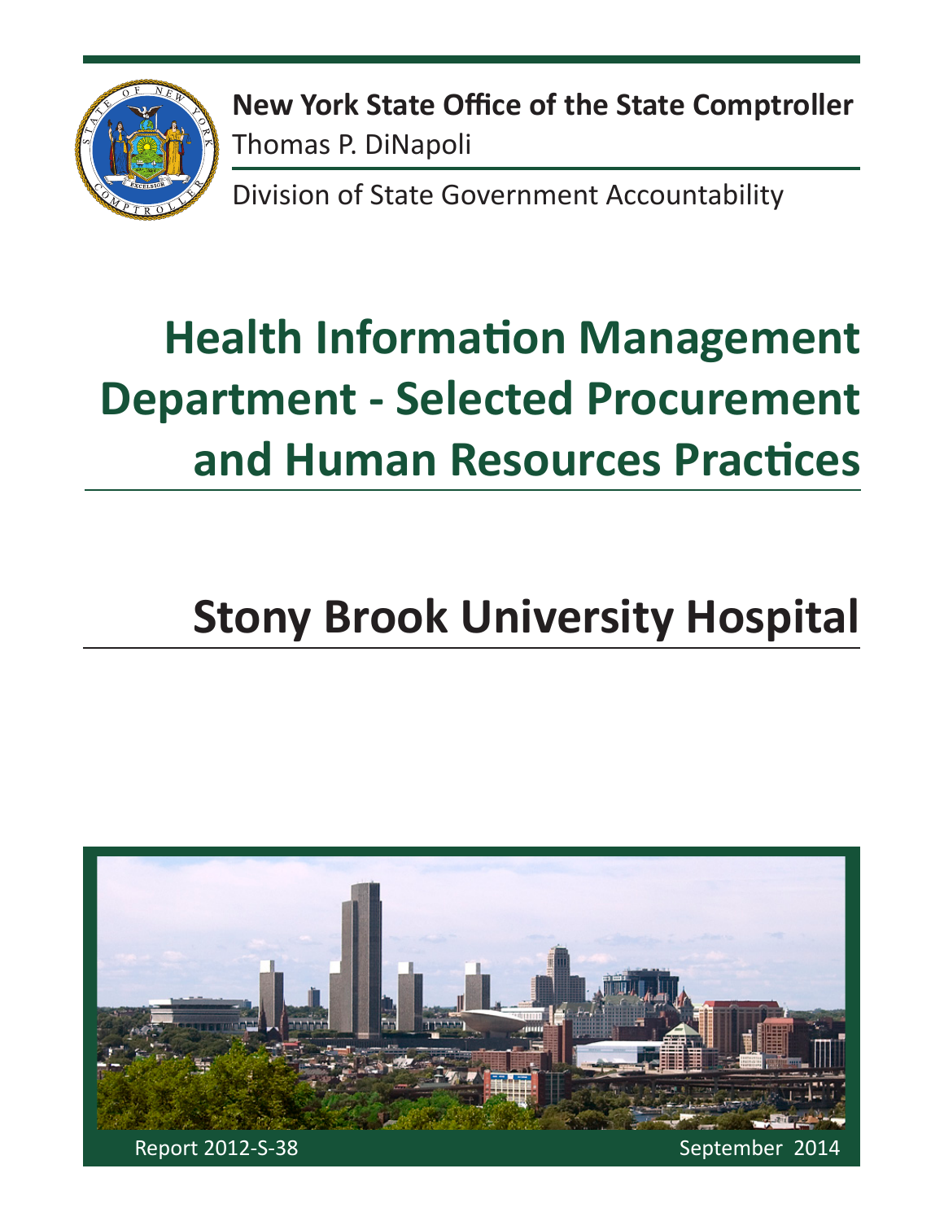**New York State Office of the State Comptroller**

Thomas P. DiNapoli

Division of State Government Accountability

# Health Information Management Department - Selected Procurement and Human Resources Practices

# Stony Brook University Hospital

Report 2012-S-38

September 2014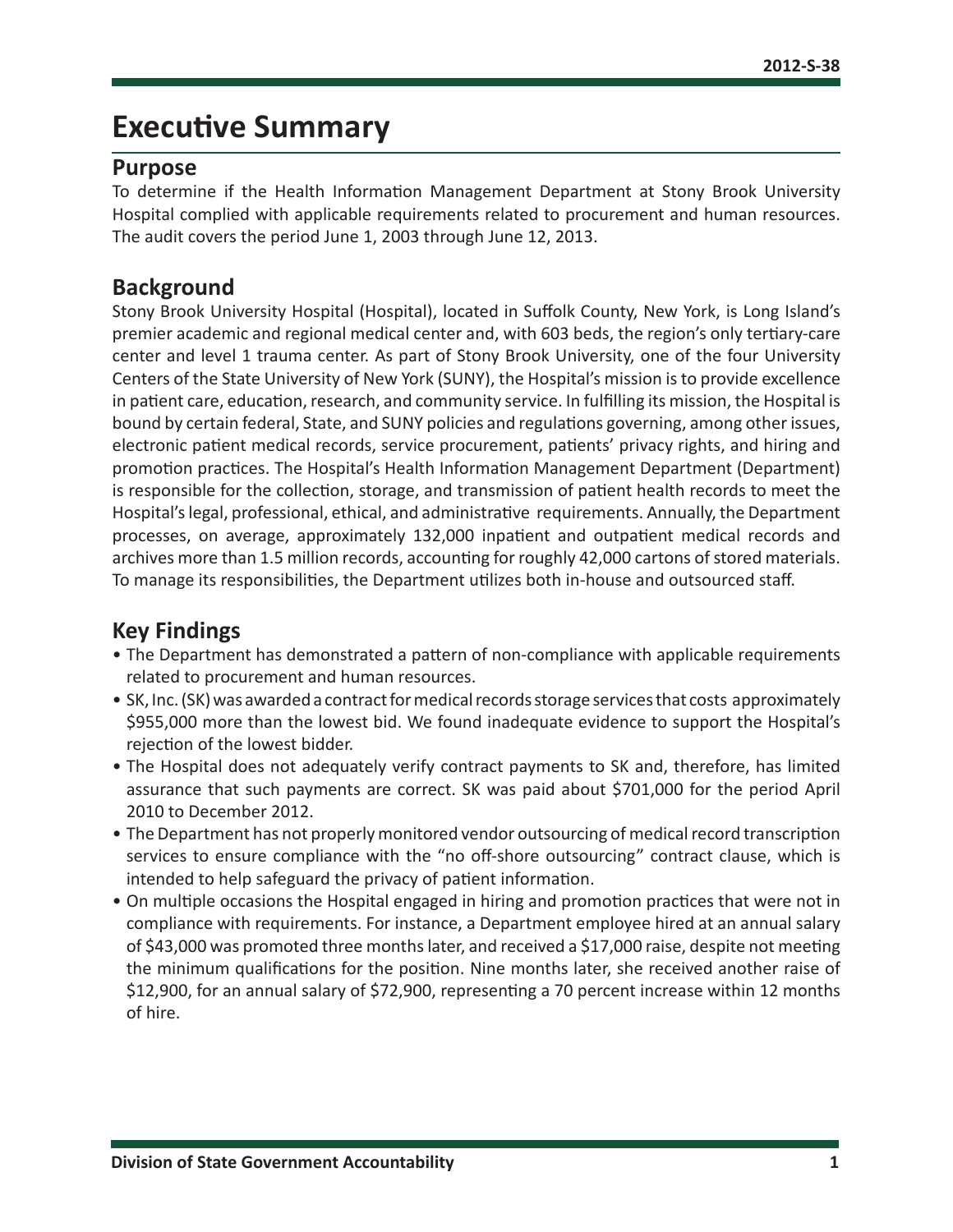# Executive Summary

## Purpose

To determine if the Health Information Management Department at Stony Brook University Hospital complied with applicable requirements related to procurement and human resources. The audit covers the period June 1, 2003 through June 12, 2013.

## Background

Stony Brook University Hospital (Hospital), located in Suffolk County, New York, is Long Island's premier academic and regional medical center and, with 603 beds, the region's only tertiary-care center and level 1 trauma center. As part of Stony Brook University, one of the four University Centers of the State University of New York (SUNY), the Hospital's mission is to provide excellence in patient care, education, research, and community service. In fulfilling its mission, the Hospital is bound by certain federal, State, and SUNY policies and regulations governing, among other issues, electronic patient medical records, service procurement, patients' privacy rights, and hiring and promotion practices. The Hospital's Health Information Management Department (Department) is responsible for the collection, storage, and transmission of patient health records to meet the Hospital's legal, professional, ethical, and administrative requirements. Annually, the Department processes, on average, approximately 132,000 inpatient and outpatient medical records and archives more than 1.5 million records, accounting for roughly 42,000 cartons of stored materials. To manage its responsibilities, the Department utilizes both in-house and outsourced staff.

## Key Findings

- The Department has demonstrated a pattern of non-compliance with applicable requirements related to procurement and human resources.
- SK, Inc. (SK) was awarded a contract for medical records storage services that costs approximately $955,000 more than the lowest bid. We found inadequate evidence to support the Hospital's rejection of the lowest bidder.
- The Hospital does not adequately verify contract payments to SK and, therefore, has limited assurance that such payments are correct. SK was paid about $701,000 for the period April 2010 to December 2012.
- The Department has not properly monitored vendor outsourcing of medical record transcription services to ensure compliance with the "no off-shore outsourcing" contract clause, which is intended to help safeguard the privacy of patient information.
- On multiple occasions the Hospital engaged in hiring and promotion practices that were not in compliance with requirements. For instance, a Department employee hired at an annual salary of $43,000 was promoted three months later, and received a $17,000 raise, despite not meeting the minimum qualifications for the position. Nine months later, she received another raise of $12,900, for an annual salary of $72,900, representing a 70 percent increase within 12 months of hire.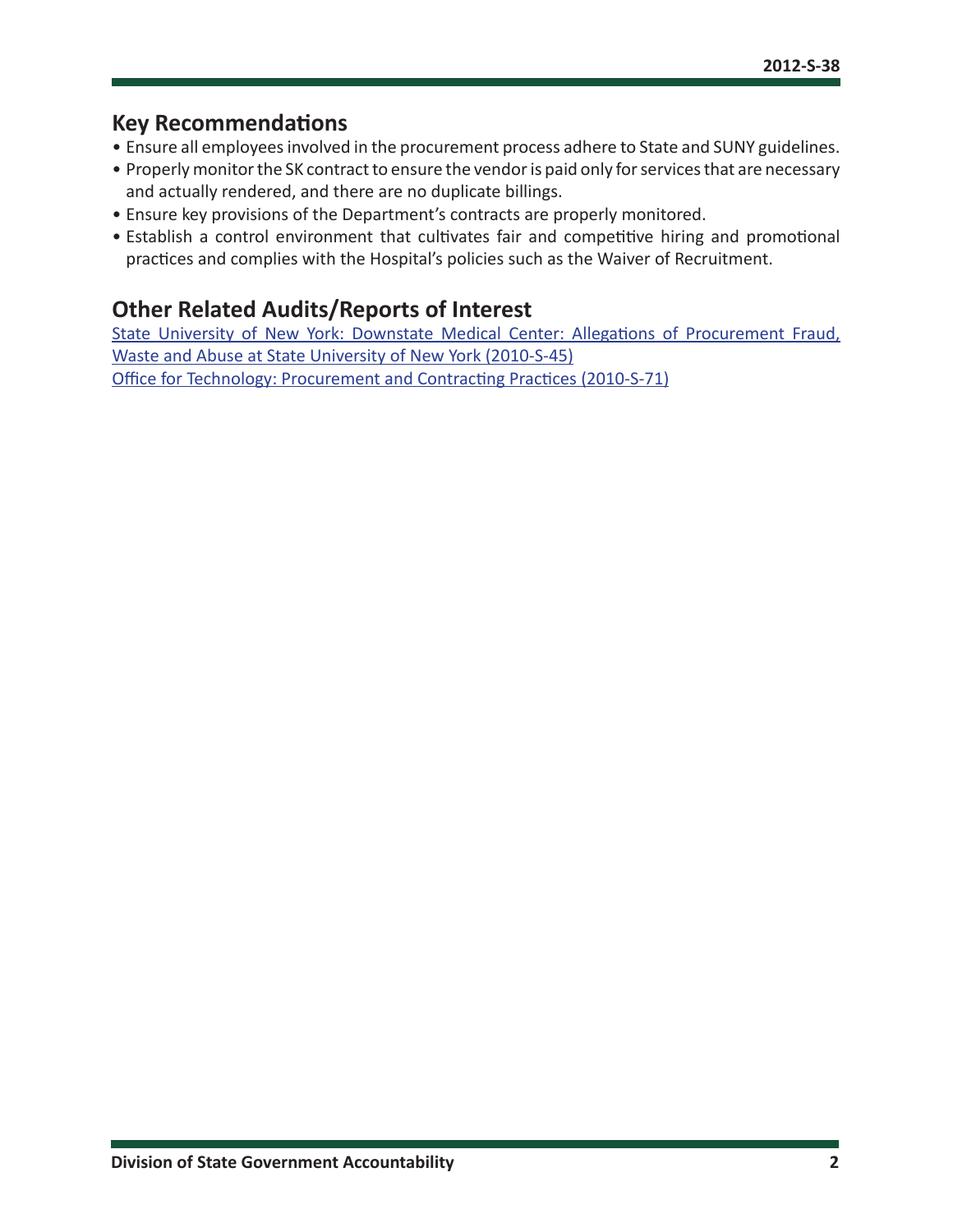## Key Recommendations

- Ensure all employees involved in the procurement process adhere to State and SUNY guidelines.
- Properly monitor the SK contract to ensure the vendor is paid only for services that are necessary and actually rendered, and there are no duplicate billings.
- Ensure key provisions of the Department's contracts are properly monitored.
- Establish a control environment that cultivates fair and competitive hiring and promotional practices and complies with the Hospital's policies such as the Waiver of Recruitment.

## Other Related Audits/Reports of Interest

State University of New York: Downstate Medical Center: Allegations of Procurement Fraud, Waste and Abuse at State University of New York (2010-S-45)
Office for Technology: Procurement and Contracting Practices (2010-S-71)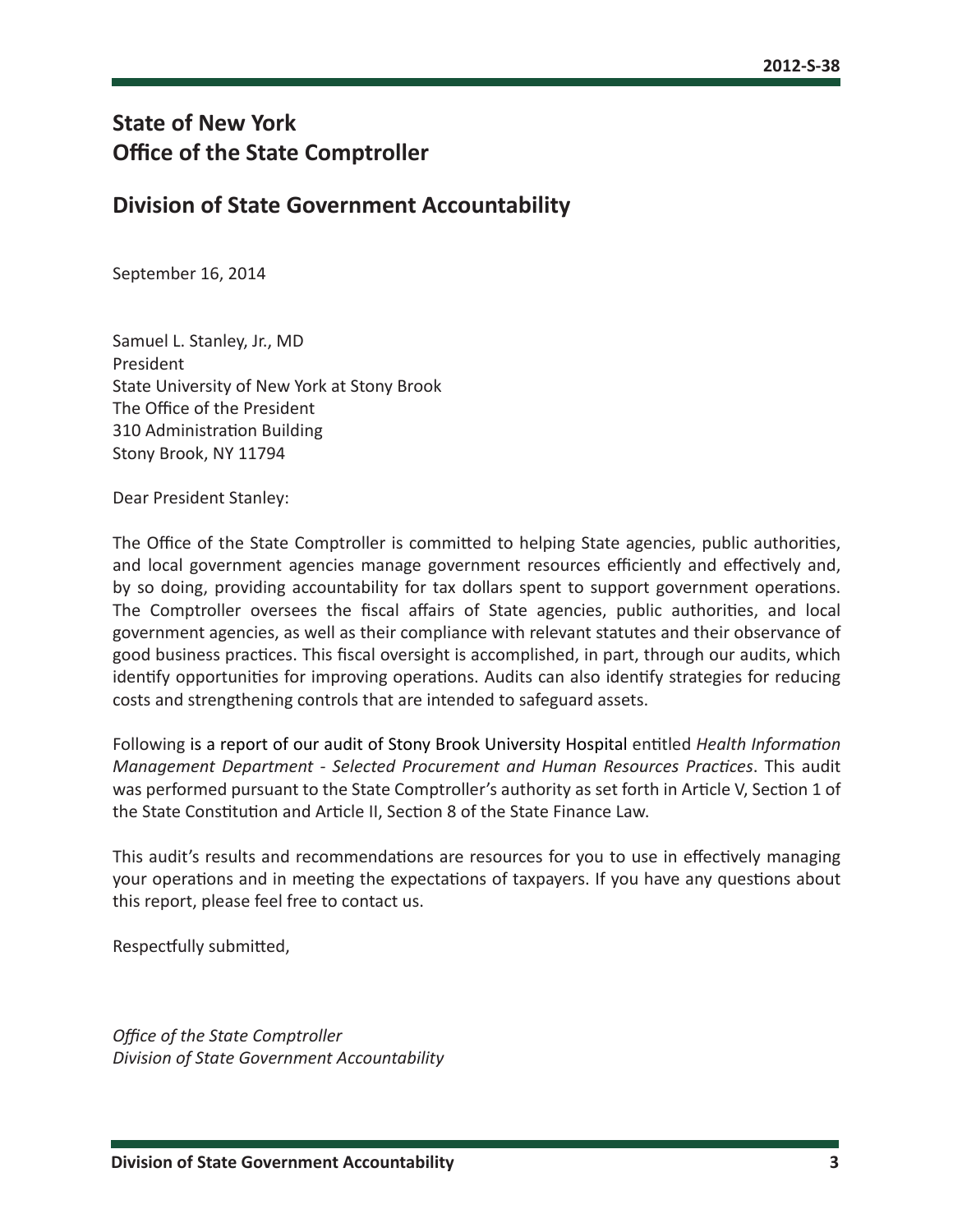# State of New York
# Office of the State Comptroller

## Division of State Government Accountability

September 16, 2014

Samuel L. Stanley, Jr., MD
President
State University of New York at Stony Brook
The Office of the President
310 Administration Building
Stony Brook, NY 11794

Dear President Stanley:

The Office of the State Comptroller is committed to helping State agencies, public authorities, and local government agencies manage government resources efficiently and effectively and, by so doing, providing accountability for tax dollars spent to support government operations. The Comptroller oversees the fiscal affairs of State agencies, public authorities, and local government agencies, as well as their compliance with relevant statutes and their observance of good business practices. This fiscal oversight is accomplished, in part, through our audits, which identify opportunities for improving operations. Audits can also identify strategies for reducing costs and strengthening controls that are intended to safeguard assets.

Following is a report of our audit of Stony Brook University Hospital entitled *Health Information Management Department - Selected Procurement and Human Resources Practices*. This audit was performed pursuant to the State Comptroller's authority as set forth in Article V, Section 1 of the State Constitution and Article II, Section 8 of the State Finance Law.

This audit's results and recommendations are resources for you to use in effectively managing your operations and in meeting the expectations of taxpayers. If you have any questions about this report, please feel free to contact us.

Respectfully submitted,

*Office of the State Comptroller*
*Division of State Government Accountability*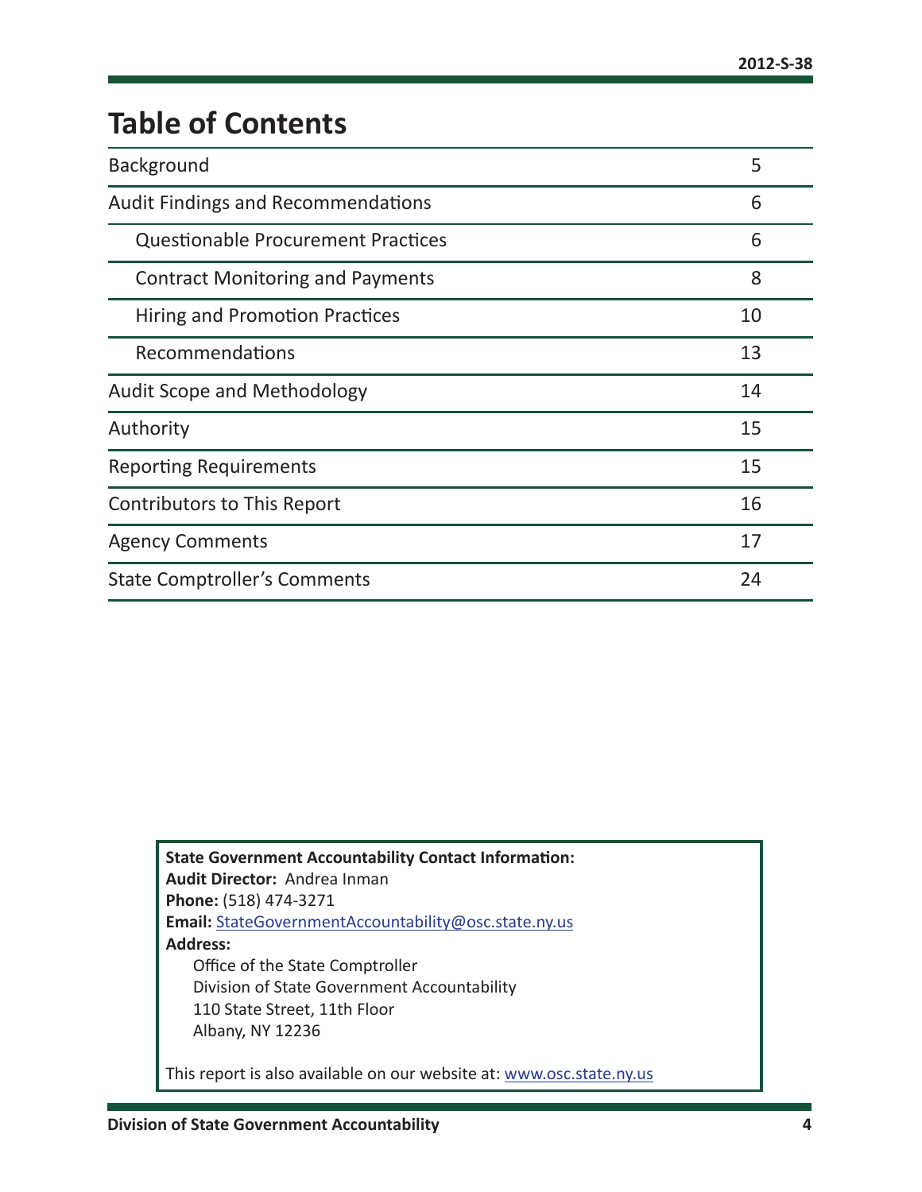# Table of Contents

| | |
|---|---|
| Background | 5 |
| Audit Findings and Recommendations | 6 |
| Questionable Procurement Practices | 6 |
| Contract Monitoring and Payments | 8 |
| Hiring and Promotion Practices | 10 |
| Recommendations | 13 |
| Audit Scope and Methodology | 14 |
| Authority | 15 |
| Reporting Requirements | 15 |
| Contributors to This Report | 16 |
| Agency Comments | 17 |
| State Comptroller's Comments | 24 |

**State Government Accountability Contact Information:**
**Audit Director:** Andrea Inman
**Phone:** (518) 474-3271
**Email:** StateGovernmentAccountability@osc.state.ny.us
**Address:**
Office of the State Comptroller
Division of State Government Accountability
110 State Street, 11th Floor
Albany, NY 12236

This report is also available on our website at: www.osc.state.ny.us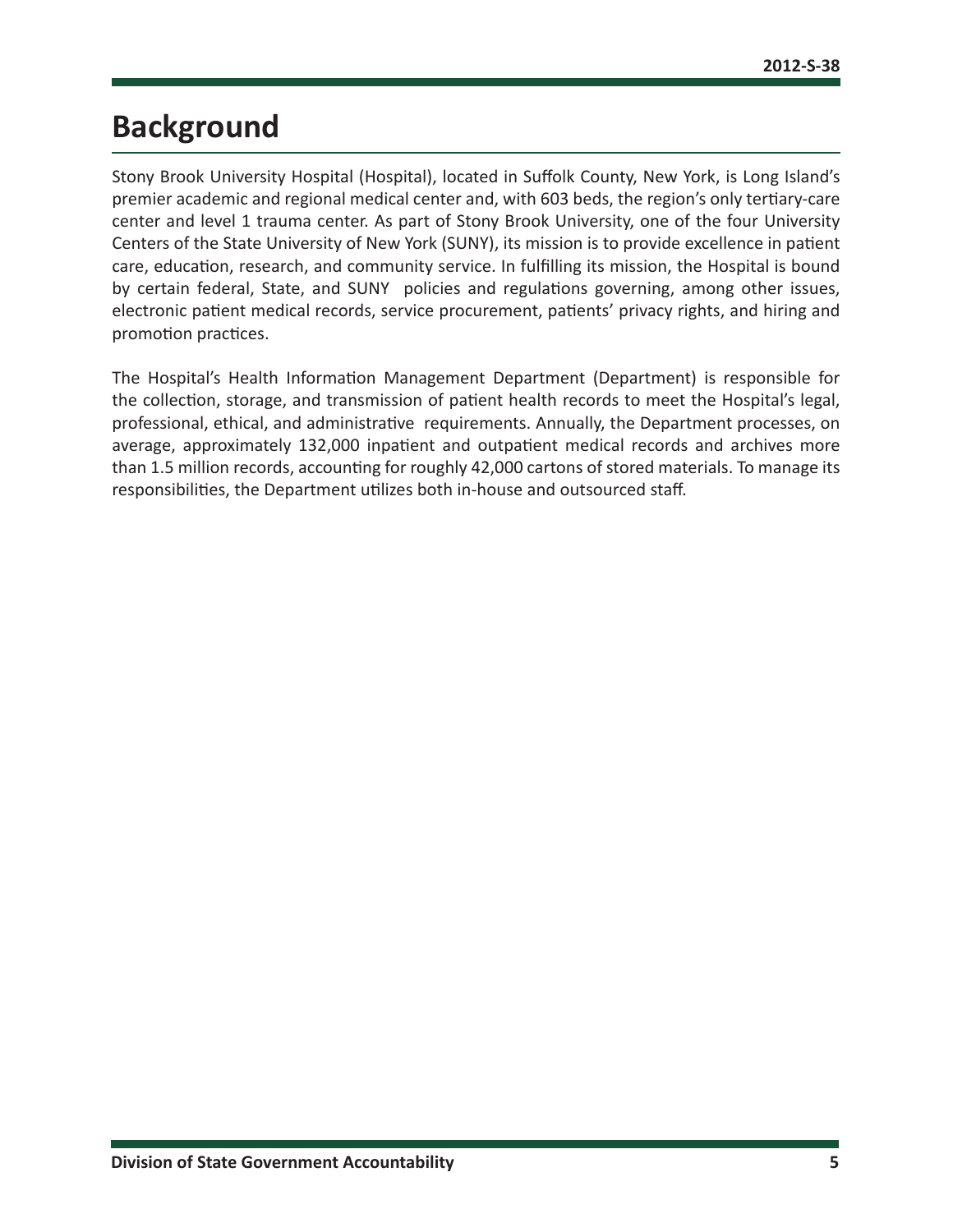# Background

Stony Brook University Hospital (Hospital), located in Suffolk County, New York, is Long Island's premier academic and regional medical center and, with 603 beds, the region's only tertiary-care center and level 1 trauma center. As part of Stony Brook University, one of the four University Centers of the State University of New York (SUNY), its mission is to provide excellence in patient care, education, research, and community service. In fulfilling its mission, the Hospital is bound by certain federal, State, and SUNY policies and regulations governing, among other issues, electronic patient medical records, service procurement, patients' privacy rights, and hiring and promotion practices.

The Hospital's Health Information Management Department (Department) is responsible for the collection, storage, and transmission of patient health records to meet the Hospital's legal, professional, ethical, and administrative requirements. Annually, the Department processes, on average, approximately 132,000 inpatient and outpatient medical records and archives more than 1.5 million records, accounting for roughly 42,000 cartons of stored materials. To manage its responsibilities, the Department utilizes both in-house and outsourced staff.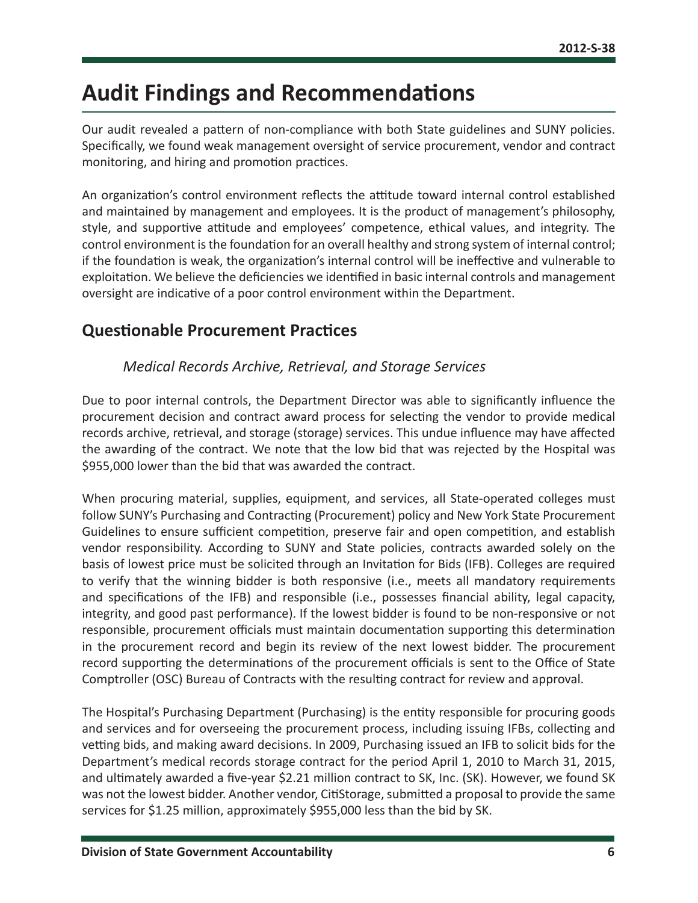# Audit Findings and Recommendations

Our audit revealed a pattern of non-compliance with both State guidelines and SUNY policies. Specifically, we found weak management oversight of service procurement, vendor and contract monitoring, and hiring and promotion practices.

An organization's control environment reflects the attitude toward internal control established and maintained by management and employees. It is the product of management's philosophy, style, and supportive attitude and employees' competence, ethical values, and integrity. The control environment is the foundation for an overall healthy and strong system of internal control; if the foundation is weak, the organization's internal control will be ineffective and vulnerable to exploitation. We believe the deficiencies we identified in basic internal controls and management oversight are indicative of a poor control environment within the Department.

## Questionable Procurement Practices

### *Medical Records Archive, Retrieval, and Storage Services*

Due to poor internal controls, the Department Director was able to significantly influence the procurement decision and contract award process for selecting the vendor to provide medical records archive, retrieval, and storage (storage) services. This undue influence may have affected the awarding of the contract. We note that the low bid that was rejected by the Hospital was $955,000 lower than the bid that was awarded the contract.

When procuring material, supplies, equipment, and services, all State-operated colleges must follow SUNY's Purchasing and Contracting (Procurement) policy and New York State Procurement Guidelines to ensure sufficient competition, preserve fair and open competition, and establish vendor responsibility. According to SUNY and State policies, contracts awarded solely on the basis of lowest price must be solicited through an Invitation for Bids (IFB). Colleges are required to verify that the winning bidder is both responsive (i.e., meets all mandatory requirements and specifications of the IFB) and responsible (i.e., possesses financial ability, legal capacity, integrity, and good past performance). If the lowest bidder is found to be non-responsive or not responsible, procurement officials must maintain documentation supporting this determination in the procurement record and begin its review of the next lowest bidder. The procurement record supporting the determinations of the procurement officials is sent to the Office of State Comptroller (OSC) Bureau of Contracts with the resulting contract for review and approval.

The Hospital's Purchasing Department (Purchasing) is the entity responsible for procuring goods and services and for overseeing the procurement process, including issuing IFBs, collecting and vetting bids, and making award decisions. In 2009, Purchasing issued an IFB to solicit bids for the Department's medical records storage contract for the period April 1, 2010 to March 31, 2015, and ultimately awarded a five-year $2.21 million contract to SK, Inc. (SK). However, we found SK was not the lowest bidder. Another vendor, CitiStorage, submitted a proposal to provide the same services for $1.25 million, approximately $955,000 less than the bid by SK.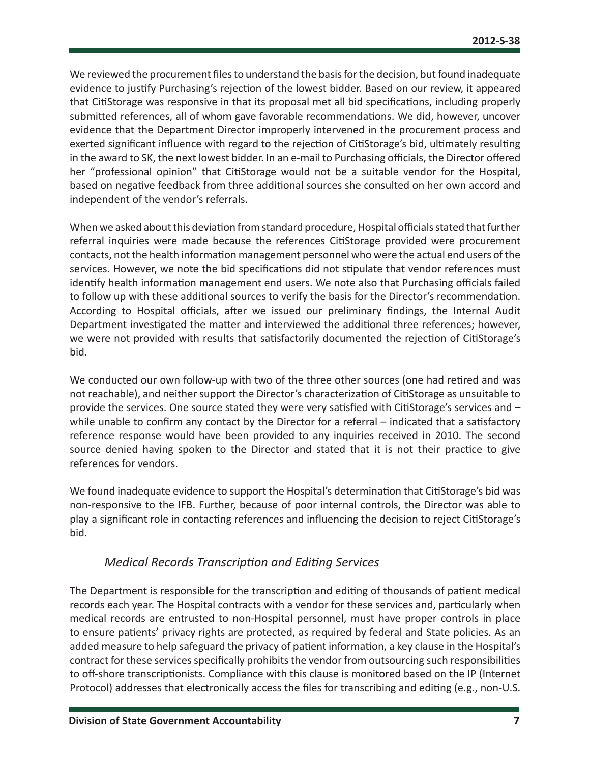We reviewed the procurement files to understand the basis for the decision, but found inadequate evidence to justify Purchasing's rejection of the lowest bidder. Based on our review, it appeared that CitiStorage was responsive in that its proposal met all bid specifications, including properly submitted references, all of whom gave favorable recommendations. We did, however, uncover evidence that the Department Director improperly intervened in the procurement process and exerted significant influence with regard to the rejection of CitiStorage's bid, ultimately resulting in the award to SK, the next lowest bidder. In an e-mail to Purchasing officials, the Director offered her "professional opinion" that CitiStorage would not be a suitable vendor for the Hospital, based on negative feedback from three additional sources she consulted on her own accord and independent of the vendor's referrals.

When we asked about this deviation from standard procedure, Hospital officials stated that further referral inquiries were made because the references CitiStorage provided were procurement contacts, not the health information management personnel who were the actual end users of the services. However, we note the bid specifications did not stipulate that vendor references must identify health information management end users. We note also that Purchasing officials failed to follow up with these additional sources to verify the basis for the Director's recommendation. According to Hospital officials, after we issued our preliminary findings, the Internal Audit Department investigated the matter and interviewed the additional three references; however, we were not provided with results that satisfactorily documented the rejection of CitiStorage's bid.

We conducted our own follow-up with two of the three other sources (one had retired and was not reachable), and neither support the Director's characterization of CitiStorage as unsuitable to provide the services. One source stated they were very satisfied with CitiStorage's services and – while unable to confirm any contact by the Director for a referral – indicated that a satisfactory reference response would have been provided to any inquiries received in 2010. The second source denied having spoken to the Director and stated that it is not their practice to give references for vendors.

We found inadequate evidence to support the Hospital's determination that CitiStorage's bid was non-responsive to the IFB. Further, because of poor internal controls, the Director was able to play a significant role in contacting references and influencing the decision to reject CitiStorage's bid.

### *Medical Records Transcription and Editing Services*

The Department is responsible for the transcription and editing of thousands of patient medical records each year. The Hospital contracts with a vendor for these services and, particularly when medical records are entrusted to non-Hospital personnel, must have proper controls in place to ensure patients' privacy rights are protected, as required by federal and State policies. As an added measure to help safeguard the privacy of patient information, a key clause in the Hospital's contract for these services specifically prohibits the vendor from outsourcing such responsibilities to off-shore transcriptionists. Compliance with this clause is monitored based on the IP (Internet Protocol) addresses that electronically access the files for transcribing and editing (e.g., non-U.S.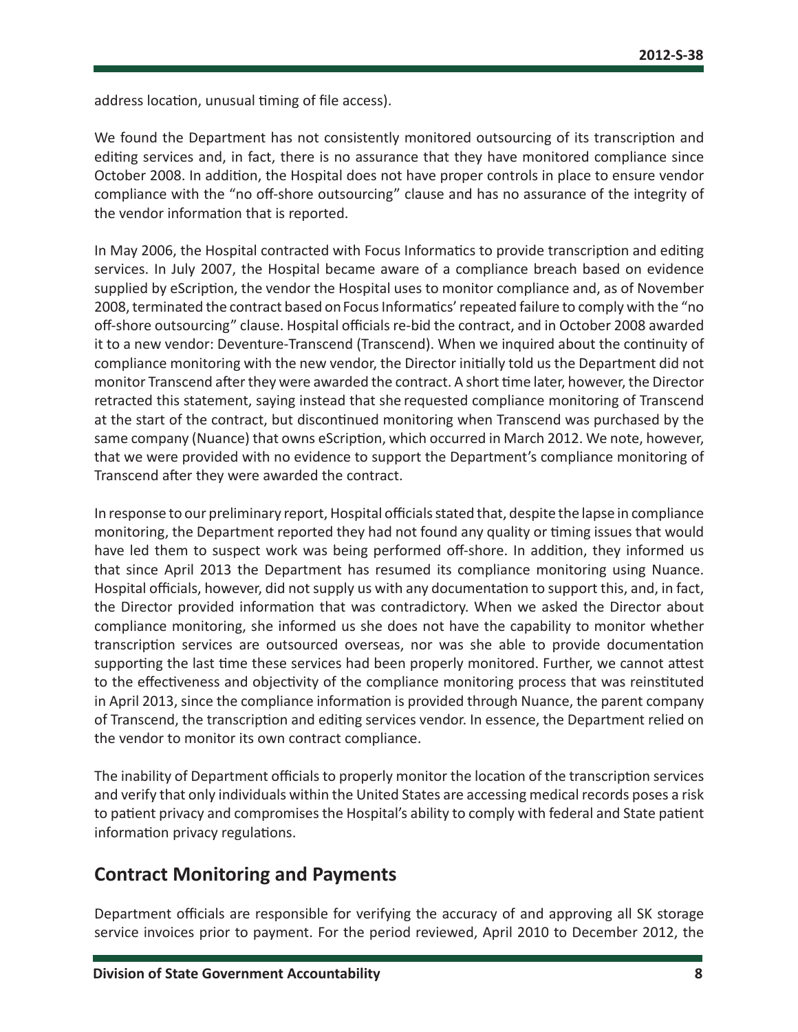address location, unusual timing of file access).

We found the Department has not consistently monitored outsourcing of its transcription and editing services and, in fact, there is no assurance that they have monitored compliance since October 2008. In addition, the Hospital does not have proper controls in place to ensure vendor compliance with the "no off-shore outsourcing" clause and has no assurance of the integrity of the vendor information that is reported.

In May 2006, the Hospital contracted with Focus Informatics to provide transcription and editing services. In July 2007, the Hospital became aware of a compliance breach based on evidence supplied by eScription, the vendor the Hospital uses to monitor compliance and, as of November 2008, terminated the contract based on Focus Informatics' repeated failure to comply with the "no off-shore outsourcing" clause. Hospital officials re-bid the contract, and in October 2008 awarded it to a new vendor: Deventure-Transcend (Transcend). When we inquired about the continuity of compliance monitoring with the new vendor, the Director initially told us the Department did not monitor Transcend after they were awarded the contract. A short time later, however, the Director retracted this statement, saying instead that she requested compliance monitoring of Transcend at the start of the contract, but discontinued monitoring when Transcend was purchased by the same company (Nuance) that owns eScription, which occurred in March 2012. We note, however, that we were provided with no evidence to support the Department's compliance monitoring of Transcend after they were awarded the contract.

In response to our preliminary report, Hospital officials stated that, despite the lapse in compliance monitoring, the Department reported they had not found any quality or timing issues that would have led them to suspect work was being performed off-shore. In addition, they informed us that since April 2013 the Department has resumed its compliance monitoring using Nuance. Hospital officials, however, did not supply us with any documentation to support this, and, in fact, the Director provided information that was contradictory. When we asked the Director about compliance monitoring, she informed us she does not have the capability to monitor whether transcription services are outsourced overseas, nor was she able to provide documentation supporting the last time these services had been properly monitored. Further, we cannot attest to the effectiveness and objectivity of the compliance monitoring process that was reinstituted in April 2013, since the compliance information is provided through Nuance, the parent company of Transcend, the transcription and editing services vendor. In essence, the Department relied on the vendor to monitor its own contract compliance.

The inability of Department officials to properly monitor the location of the transcription services and verify that only individuals within the United States are accessing medical records poses a risk to patient privacy and compromises the Hospital's ability to comply with federal and State patient information privacy regulations.

## Contract Monitoring and Payments

Department officials are responsible for verifying the accuracy of and approving all SK storage service invoices prior to payment. For the period reviewed, April 2010 to December 2012, the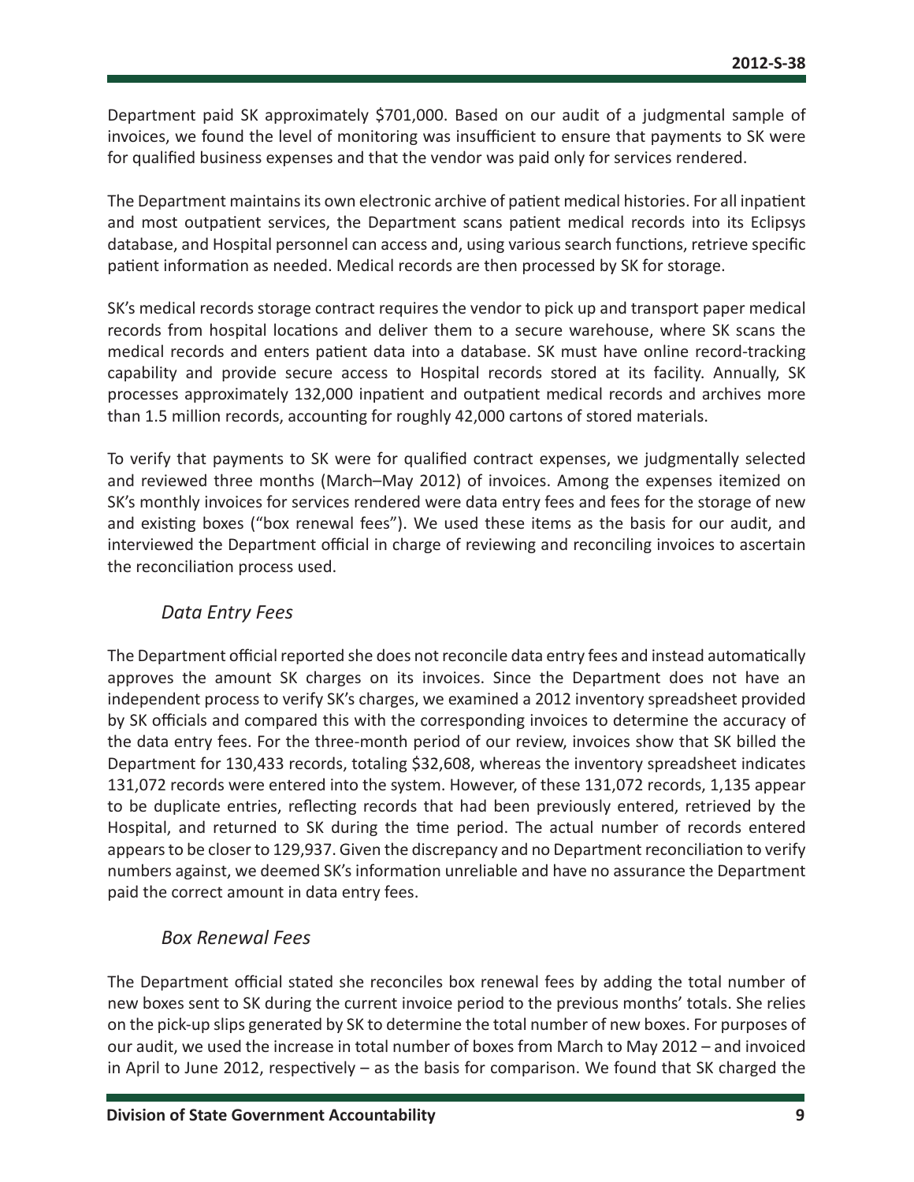Department paid SK approximately $701,000. Based on our audit of a judgmental sample of invoices, we found the level of monitoring was insufficient to ensure that payments to SK were for qualified business expenses and that the vendor was paid only for services rendered.

The Department maintains its own electronic archive of patient medical histories. For all inpatient and most outpatient services, the Department scans patient medical records into its Eclipsys database, and Hospital personnel can access and, using various search functions, retrieve specific patient information as needed. Medical records are then processed by SK for storage.

SK's medical records storage contract requires the vendor to pick up and transport paper medical records from hospital locations and deliver them to a secure warehouse, where SK scans the medical records and enters patient data into a database. SK must have online record-tracking capability and provide secure access to Hospital records stored at its facility. Annually, SK processes approximately 132,000 inpatient and outpatient medical records and archives more than 1.5 million records, accounting for roughly 42,000 cartons of stored materials.

To verify that payments to SK were for qualified contract expenses, we judgmentally selected and reviewed three months (March–May 2012) of invoices. Among the expenses itemized on SK's monthly invoices for services rendered were data entry fees and fees for the storage of new and existing boxes ("box renewal fees"). We used these items as the basis for our audit, and interviewed the Department official in charge of reviewing and reconciling invoices to ascertain the reconciliation process used.

### *Data Entry Fees*

The Department official reported she does not reconcile data entry fees and instead automatically approves the amount SK charges on its invoices. Since the Department does not have an independent process to verify SK's charges, we examined a 2012 inventory spreadsheet provided by SK officials and compared this with the corresponding invoices to determine the accuracy of the data entry fees. For the three-month period of our review, invoices show that SK billed the Department for 130,433 records, totaling $32,608, whereas the inventory spreadsheet indicates 131,072 records were entered into the system. However, of these 131,072 records, 1,135 appear to be duplicate entries, reflecting records that had been previously entered, retrieved by the Hospital, and returned to SK during the time period. The actual number of records entered appears to be closer to 129,937. Given the discrepancy and no Department reconciliation to verify numbers against, we deemed SK's information unreliable and have no assurance the Department paid the correct amount in data entry fees.

### *Box Renewal Fees*

The Department official stated she reconciles box renewal fees by adding the total number of new boxes sent to SK during the current invoice period to the previous months' totals. She relies on the pick-up slips generated by SK to determine the total number of new boxes. For purposes of our audit, we used the increase in total number of boxes from March to May 2012 – and invoiced in April to June 2012, respectively – as the basis for comparison. We found that SK charged the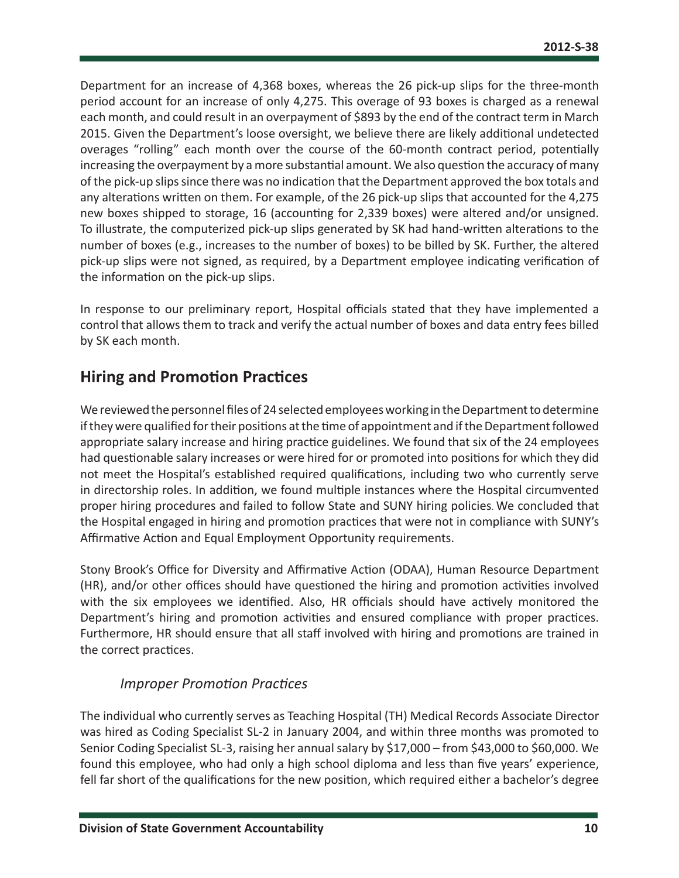Department for an increase of 4,368 boxes, whereas the 26 pick-up slips for the three-month period account for an increase of only 4,275. This overage of 93 boxes is charged as a renewal each month, and could result in an overpayment of $893 by the end of the contract term in March 2015. Given the Department's loose oversight, we believe there are likely additional undetected overages "rolling" each month over the course of the 60-month contract period, potentially increasing the overpayment by a more substantial amount. We also question the accuracy of many of the pick-up slips since there was no indication that the Department approved the box totals and any alterations written on them. For example, of the 26 pick-up slips that accounted for the 4,275 new boxes shipped to storage, 16 (accounting for 2,339 boxes) were altered and/or unsigned. To illustrate, the computerized pick-up slips generated by SK had hand-written alterations to the number of boxes (e.g., increases to the number of boxes) to be billed by SK. Further, the altered pick-up slips were not signed, as required, by a Department employee indicating verification of the information on the pick-up slips.

In response to our preliminary report, Hospital officials stated that they have implemented a control that allows them to track and verify the actual number of boxes and data entry fees billed by SK each month.

## Hiring and Promotion Practices

We reviewed the personnel files of 24 selected employees working in the Department to determine if they were qualified for their positions at the time of appointment and if the Department followed appropriate salary increase and hiring practice guidelines. We found that six of the 24 employees had questionable salary increases or were hired for or promoted into positions for which they did not meet the Hospital's established required qualifications, including two who currently serve in directorship roles. In addition, we found multiple instances where the Hospital circumvented proper hiring procedures and failed to follow State and SUNY hiring policies. We concluded that the Hospital engaged in hiring and promotion practices that were not in compliance with SUNY's Affirmative Action and Equal Employment Opportunity requirements.

Stony Brook's Office for Diversity and Affirmative Action (ODAA), Human Resource Department (HR), and/or other offices should have questioned the hiring and promotion activities involved with the six employees we identified. Also, HR officials should have actively monitored the Department's hiring and promotion activities and ensured compliance with proper practices. Furthermore, HR should ensure that all staff involved with hiring and promotions are trained in the correct practices.

### *Improper Promotion Practices*

The individual who currently serves as Teaching Hospital (TH) Medical Records Associate Director was hired as Coding Specialist SL-2 in January 2004, and within three months was promoted to Senior Coding Specialist SL-3, raising her annual salary by $17,000 – from $43,000 to $60,000. We found this employee, who had only a high school diploma and less than five years' experience, fell far short of the qualifications for the new position, which required either a bachelor's degree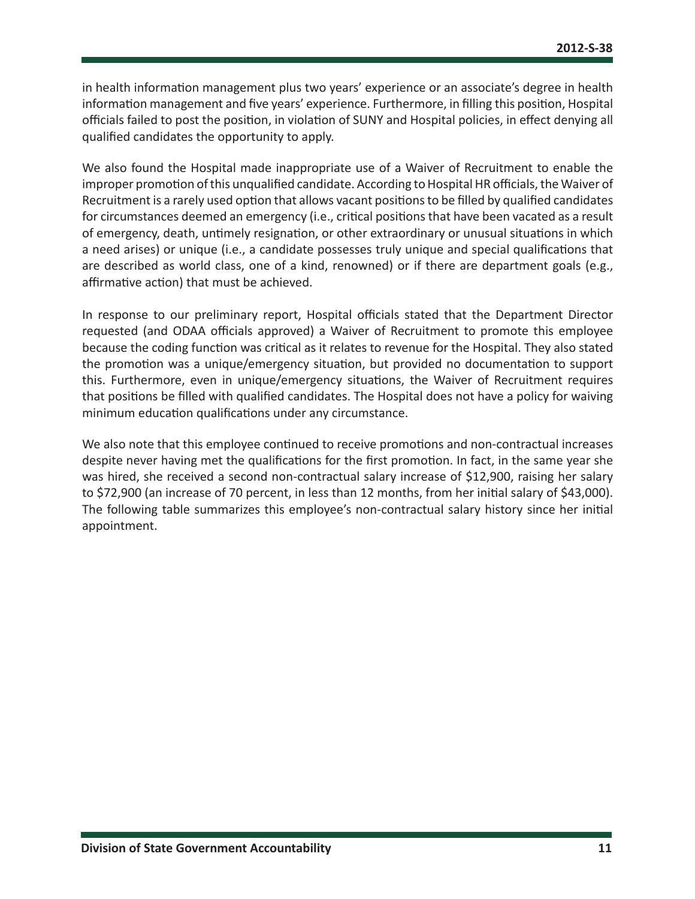in health information management plus two years' experience or an associate's degree in health information management and five years' experience. Furthermore, in filling this position, Hospital officials failed to post the position, in violation of SUNY and Hospital policies, in effect denying all qualified candidates the opportunity to apply.

We also found the Hospital made inappropriate use of a Waiver of Recruitment to enable the improper promotion of this unqualified candidate. According to Hospital HR officials, the Waiver of Recruitment is a rarely used option that allows vacant positions to be filled by qualified candidates for circumstances deemed an emergency (i.e., critical positions that have been vacated as a result of emergency, death, untimely resignation, or other extraordinary or unusual situations in which a need arises) or unique (i.e., a candidate possesses truly unique and special qualifications that are described as world class, one of a kind, renowned) or if there are department goals (e.g., affirmative action) that must be achieved.

In response to our preliminary report, Hospital officials stated that the Department Director requested (and ODAA officials approved) a Waiver of Recruitment to promote this employee because the coding function was critical as it relates to revenue for the Hospital. They also stated the promotion was a unique/emergency situation, but provided no documentation to support this. Furthermore, even in unique/emergency situations, the Waiver of Recruitment requires that positions be filled with qualified candidates. The Hospital does not have a policy for waiving minimum education qualifications under any circumstance.

We also note that this employee continued to receive promotions and non-contractual increases despite never having met the qualifications for the first promotion. In fact, in the same year she was hired, she received a second non-contractual salary increase of $12,900, raising her salary to $72,900 (an increase of 70 percent, in less than 12 months, from her initial salary of $43,000). The following table summarizes this employee's non-contractual salary history since her initial appointment.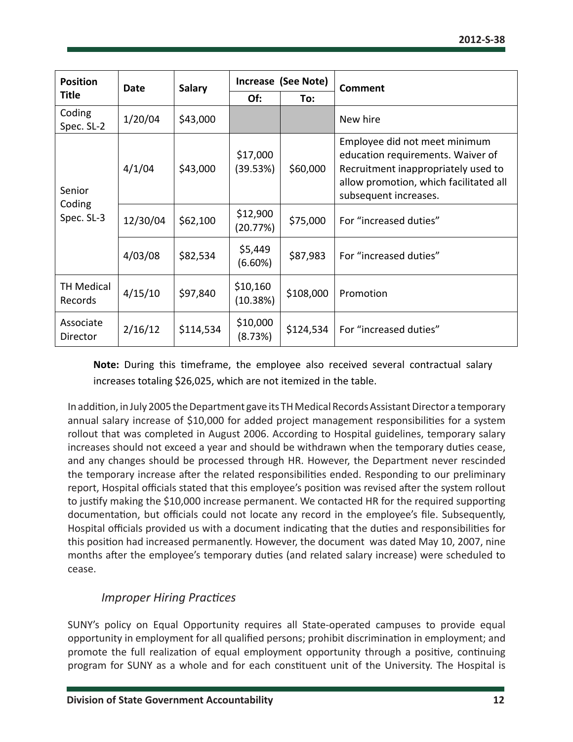| Position Title | Date | Salary | Increase (See Note) | | Comment |
|---|---|---|---|---|---|
| | | | Of: | To: | |
| Coding Spec. SL-2 | 1/20/04 | $43,000 | | | New hire |
| Senior Coding Spec. SL-3 | 4/1/04 | $43,000 | $17,000 (39.53%) | $60,000 | Employee did not meet minimum education requirements. Waiver of Recruitment inappropriately used to allow promotion, which facilitated all subsequent increases. |
| | 12/30/04 | $62,100 | $12,900 (20.77%) | $75,000 | For "increased duties" |
| | 4/03/08 | $82,534 | $5,449 (6.60%) | $87,983 | For "increased duties" |
| TH Medical Records | 4/15/10 | $97,840 | $10,160 (10.38%) | $108,000 | Promotion |
| Associate Director | 2/16/12 | $114,534 | $10,000 (8.73%) | $124,534 | For "increased duties" |

**Note:** During this timeframe, the employee also received several contractual salary increases totaling $26,025, which are not itemized in the table.

In addition, in July 2005 the Department gave its TH Medical Records Assistant Director a temporary annual salary increase of $10,000 for added project management responsibilities for a system rollout that was completed in August 2006. According to Hospital guidelines, temporary salary increases should not exceed a year and should be withdrawn when the temporary duties cease, and any changes should be processed through HR. However, the Department never rescinded the temporary increase after the related responsibilities ended. Responding to our preliminary report, Hospital officials stated that this employee's position was revised after the system rollout to justify making the $10,000 increase permanent. We contacted HR for the required supporting documentation, but officials could not locate any record in the employee's file. Subsequently, Hospital officials provided us with a document indicating that the duties and responsibilities for this position had increased permanently. However, the document was dated May 10, 2007, nine months after the employee's temporary duties (and related salary increase) were scheduled to cease.

### *Improper Hiring Practices*

SUNY's policy on Equal Opportunity requires all State-operated campuses to provide equal opportunity in employment for all qualified persons; prohibit discrimination in employment; and promote the full realization of equal employment opportunity through a positive, continuing program for SUNY as a whole and for each constituent unit of the University. The Hospital is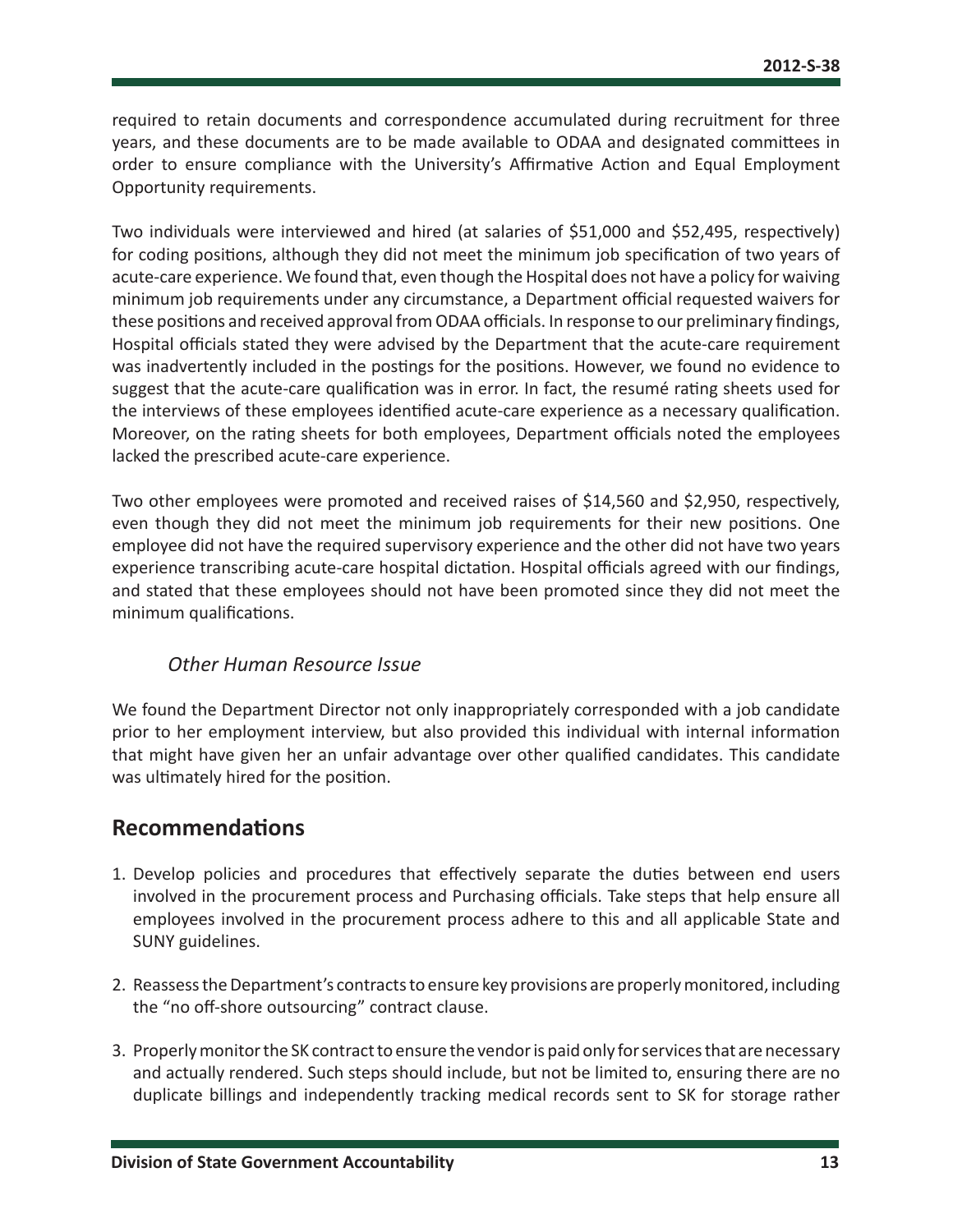required to retain documents and correspondence accumulated during recruitment for three years, and these documents are to be made available to ODAA and designated committees in order to ensure compliance with the University's Affirmative Action and Equal Employment Opportunity requirements.

Two individuals were interviewed and hired (at salaries of $51,000 and $52,495, respectively) for coding positions, although they did not meet the minimum job specification of two years of acute-care experience. We found that, even though the Hospital does not have a policy for waiving minimum job requirements under any circumstance, a Department official requested waivers for these positions and received approval from ODAA officials. In response to our preliminary findings, Hospital officials stated they were advised by the Department that the acute-care requirement was inadvertently included in the postings for the positions. However, we found no evidence to suggest that the acute-care qualification was in error. In fact, the resumé rating sheets used for the interviews of these employees identified acute-care experience as a necessary qualification. Moreover, on the rating sheets for both employees, Department officials noted the employees lacked the prescribed acute-care experience.

Two other employees were promoted and received raises of $14,560 and $2,950, respectively, even though they did not meet the minimum job requirements for their new positions. One employee did not have the required supervisory experience and the other did not have two years experience transcribing acute-care hospital dictation. Hospital officials agreed with our findings, and stated that these employees should not have been promoted since they did not meet the minimum qualifications.

### *Other Human Resource Issue*

We found the Department Director not only inappropriately corresponded with a job candidate prior to her employment interview, but also provided this individual with internal information that might have given her an unfair advantage over other qualified candidates. This candidate was ultimately hired for the position.

## Recommendations

1. Develop policies and procedures that effectively separate the duties between end users involved in the procurement process and Purchasing officials. Take steps that help ensure all employees involved in the procurement process adhere to this and all applicable State and SUNY guidelines.
2. Reassess the Department's contracts to ensure key provisions are properly monitored, including the "no off-shore outsourcing" contract clause.
3. Properly monitor the SK contract to ensure the vendor is paid only for services that are necessary and actually rendered. Such steps should include, but not be limited to, ensuring there are no duplicate billings and independently tracking medical records sent to SK for storage rather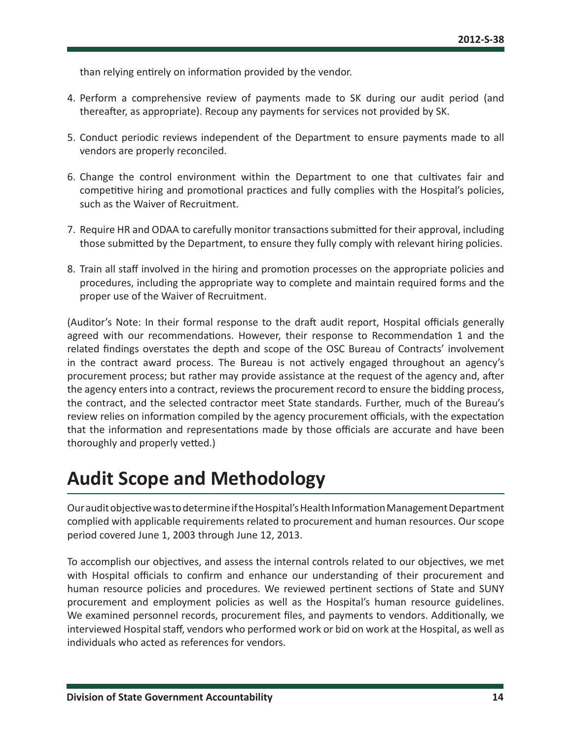than relying entirely on information provided by the vendor.

4. Perform a comprehensive review of payments made to SK during our audit period (and thereafter, as appropriate). Recoup any payments for services not provided by SK.

5. Conduct periodic reviews independent of the Department to ensure payments made to all vendors are properly reconciled.

6. Change the control environment within the Department to one that cultivates fair and competitive hiring and promotional practices and fully complies with the Hospital's policies, such as the Waiver of Recruitment.

7. Require HR and ODAA to carefully monitor transactions submitted for their approval, including those submitted by the Department, to ensure they fully comply with relevant hiring policies.

8. Train all staff involved in the hiring and promotion processes on the appropriate policies and procedures, including the appropriate way to complete and maintain required forms and the proper use of the Waiver of Recruitment.

(Auditor's Note: In their formal response to the draft audit report, Hospital officials generally agreed with our recommendations. However, their response to Recommendation 1 and the related findings overstates the depth and scope of the OSC Bureau of Contracts' involvement in the contract award process. The Bureau is not actively engaged throughout an agency's procurement process; but rather may provide assistance at the request of the agency and, after the agency enters into a contract, reviews the procurement record to ensure the bidding process, the contract, and the selected contractor meet State standards. Further, much of the Bureau's review relies on information compiled by the agency procurement officials, with the expectation that the information and representations made by those officials are accurate and have been thoroughly and properly vetted.)

# Audit Scope and Methodology

Our audit objective was to determine if the Hospital's Health Information Management Department complied with applicable requirements related to procurement and human resources. Our scope period covered June 1, 2003 through June 12, 2013.

To accomplish our objectives, and assess the internal controls related to our objectives, we met with Hospital officials to confirm and enhance our understanding of their procurement and human resource policies and procedures. We reviewed pertinent sections of State and SUNY procurement and employment policies as well as the Hospital's human resource guidelines. We examined personnel records, procurement files, and payments to vendors. Additionally, we interviewed Hospital staff, vendors who performed work or bid on work at the Hospital, as well as individuals who acted as references for vendors.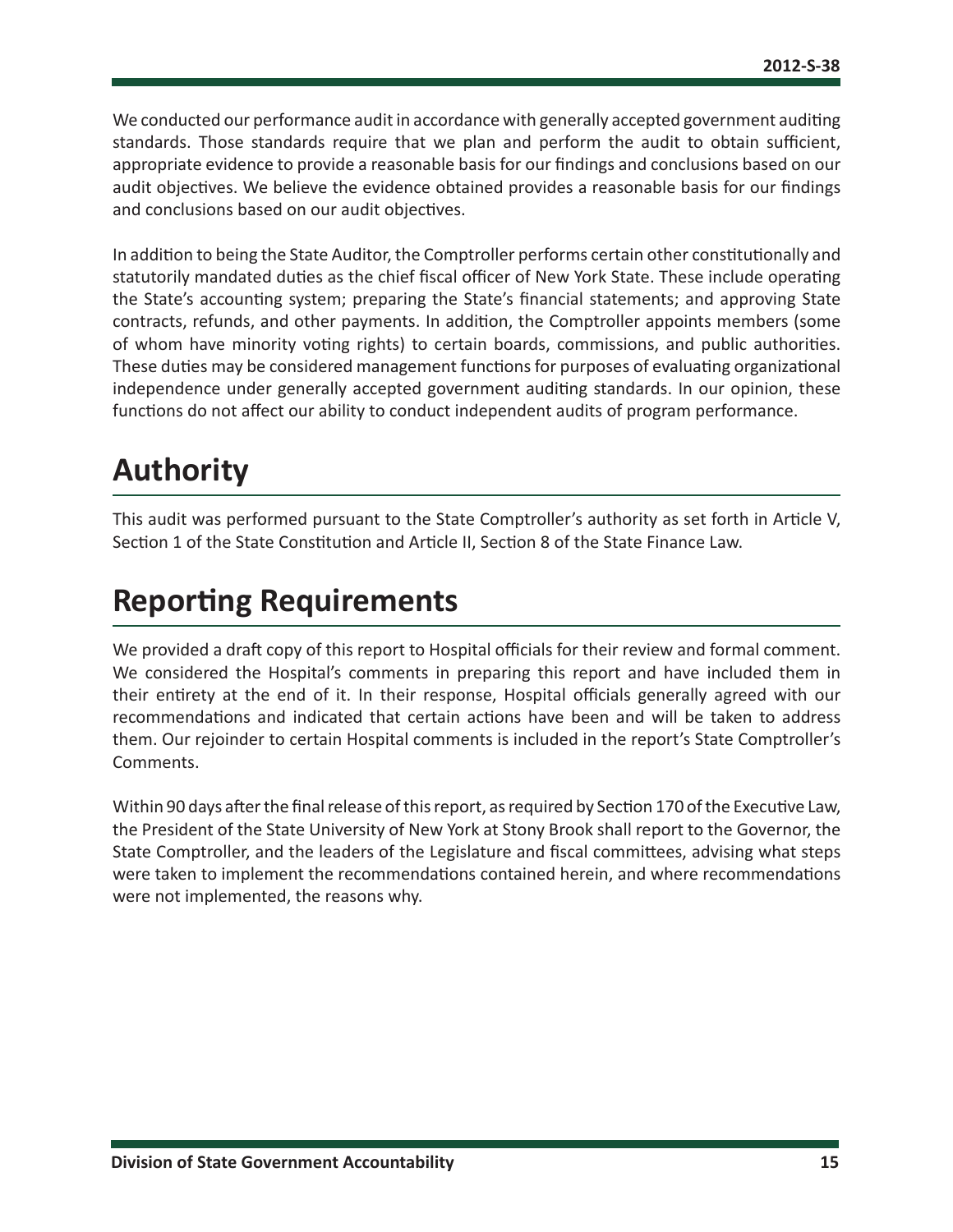We conducted our performance audit in accordance with generally accepted government auditing standards. Those standards require that we plan and perform the audit to obtain sufficient, appropriate evidence to provide a reasonable basis for our findings and conclusions based on our audit objectives. We believe the evidence obtained provides a reasonable basis for our findings and conclusions based on our audit objectives.

In addition to being the State Auditor, the Comptroller performs certain other constitutionally and statutorily mandated duties as the chief fiscal officer of New York State. These include operating the State's accounting system; preparing the State's financial statements; and approving State contracts, refunds, and other payments. In addition, the Comptroller appoints members (some of whom have minority voting rights) to certain boards, commissions, and public authorities. These duties may be considered management functions for purposes of evaluating organizational independence under generally accepted government auditing standards. In our opinion, these functions do not affect our ability to conduct independent audits of program performance.

# Authority

This audit was performed pursuant to the State Comptroller's authority as set forth in Article V, Section 1 of the State Constitution and Article II, Section 8 of the State Finance Law.

# Reporting Requirements

We provided a draft copy of this report to Hospital officials for their review and formal comment. We considered the Hospital's comments in preparing this report and have included them in their entirety at the end of it. In their response, Hospital officials generally agreed with our recommendations and indicated that certain actions have been and will be taken to address them. Our rejoinder to certain Hospital comments is included in the report's State Comptroller's Comments.

Within 90 days after the final release of this report, as required by Section 170 of the Executive Law, the President of the State University of New York at Stony Brook shall report to the Governor, the State Comptroller, and the leaders of the Legislature and fiscal committees, advising what steps were taken to implement the recommendations contained herein, and where recommendations were not implemented, the reasons why.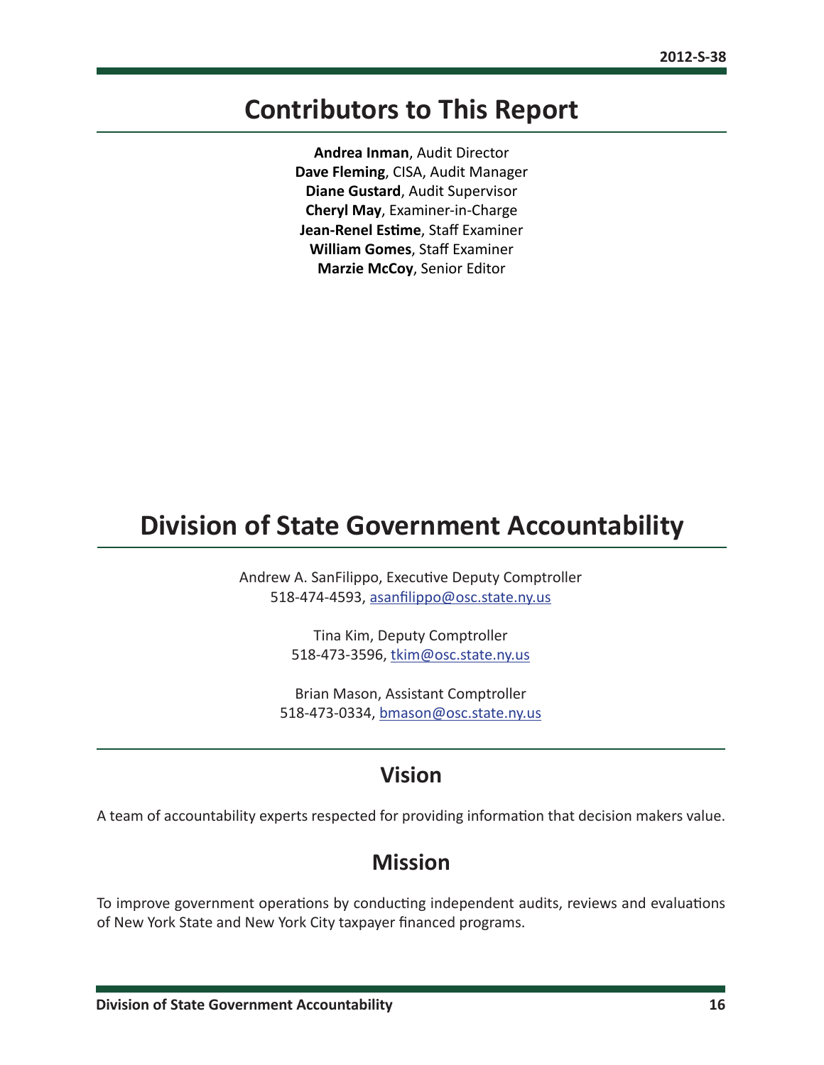## Contributors to This Report

**Andrea Inman**, Audit Director
**Dave Fleming**, CISA, Audit Manager
**Diane Gustard**, Audit Supervisor
**Cheryl May**, Examiner-in-Charge
**Jean-Renel Estime**, Staff Examiner
**William Gomes**, Staff Examiner
**Marzie McCoy**, Senior Editor

## Division of State Government Accountability

Andrew A. SanFilippo, Executive Deputy Comptroller
518-474-4593, asanfilippo@osc.state.ny.us

Tina Kim, Deputy Comptroller
518-473-3596, tkim@osc.state.ny.us

Brian Mason, Assistant Comptroller
518-473-0334, bmason@osc.state.ny.us

### Vision

A team of accountability experts respected for providing information that decision makers value.

### Mission

To improve government operations by conducting independent audits, reviews and evaluations of New York State and New York City taxpayer financed programs.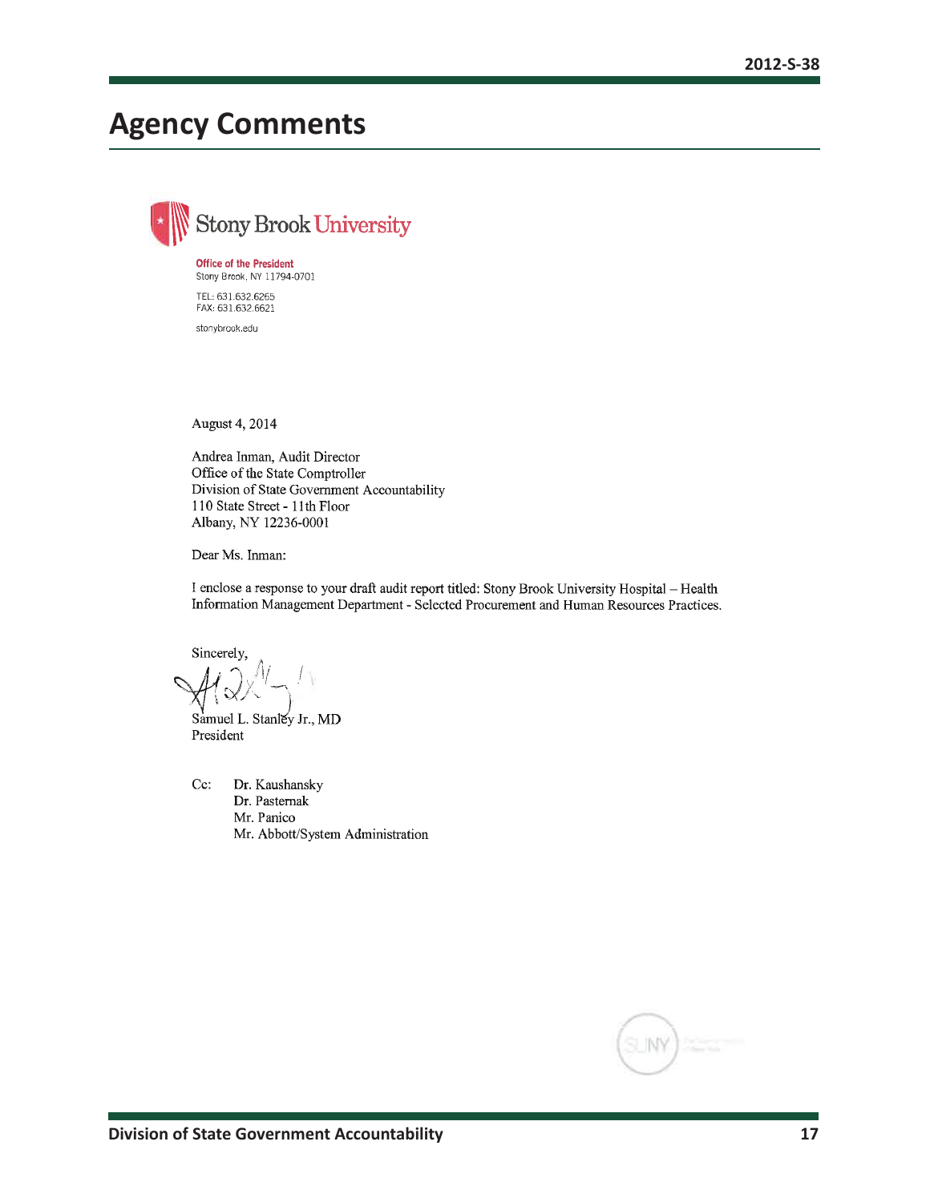# Agency Comments

Stony Brook University

**Office of the President**
Stony Brook, NY 11794-0701

TEL: 631.632.6265
FAX: 631.632.6621

stonybrook.edu

August 4, 2014

Andrea Inman, Audit Director
Office of the State Comptroller
Division of State Government Accountability
110 State Street - 11th Floor
Albany, NY 12236-0001

Dear Ms. Inman:

I enclose a response to your draft audit report titled: Stony Brook University Hospital – Health Information Management Department - Selected Procurement and Human Resources Practices.

Sincerely,

Samuel L. Stanley Jr., MD
President

Cc: Dr. Kaushansky
Dr. Pasternak
Mr. Panico
Mr. Abbott/System Administration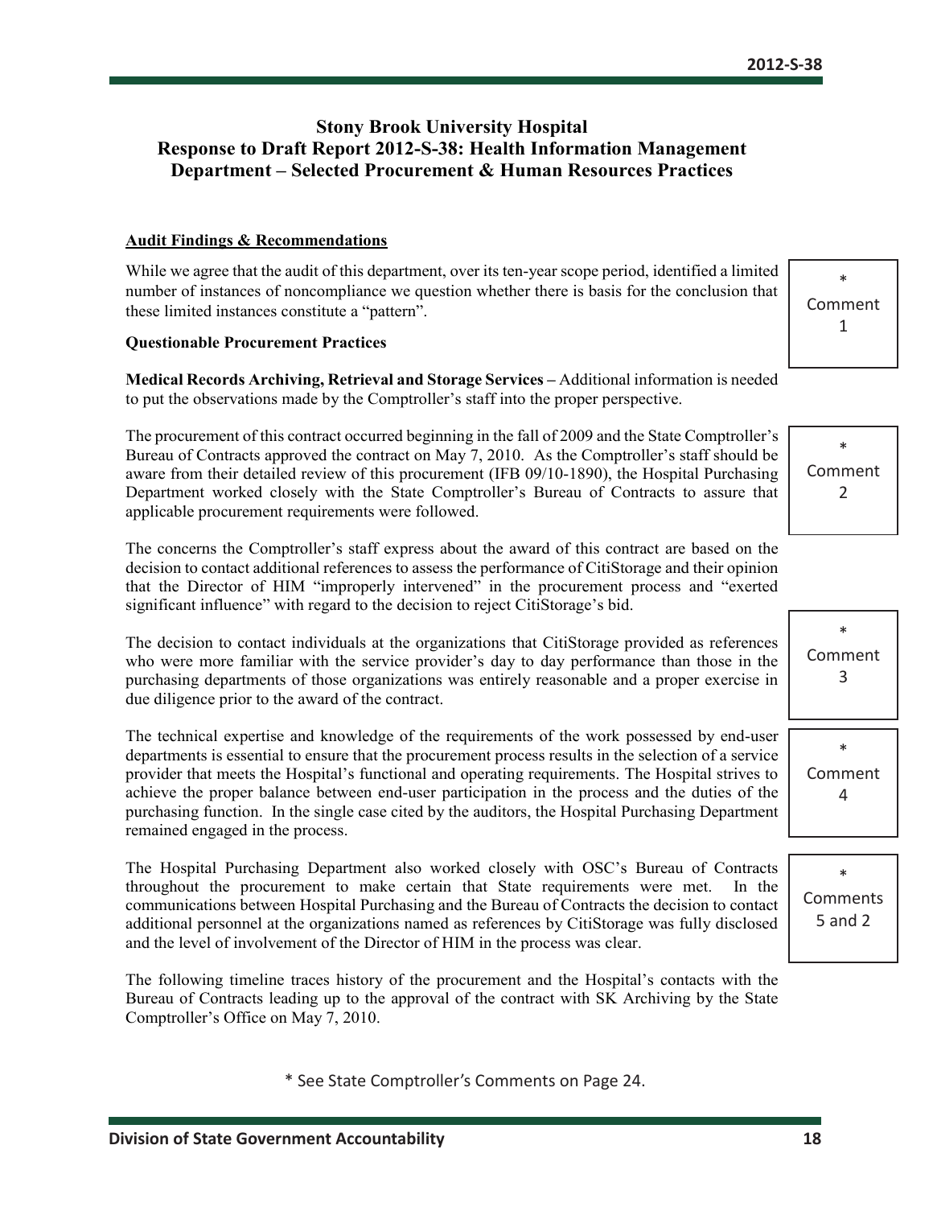# Stony Brook University Hospital
# Response to Draft Report 2012-S-38: Health Information Management Department – Selected Procurement & Human Resources Practices

**Audit Findings & Recommendations**

While we agree that the audit of this department, over its ten-year scope period, identified a limited number of instances of noncompliance we question whether there is basis for the conclusion that these limited instances constitute a "pattern".

\* Comment 1

**Questionable Procurement Practices**

**Medical Records Archiving, Retrieval and Storage Services –** Additional information is needed to put the observations made by the Comptroller's staff into the proper perspective.

The procurement of this contract occurred beginning in the fall of 2009 and the State Comptroller's Bureau of Contracts approved the contract on May 7, 2010. As the Comptroller's staff should be aware from their detailed review of this procurement (IFB 09/10-1890), the Hospital Purchasing Department worked closely with the State Comptroller's Bureau of Contracts to assure that applicable procurement requirements were followed.

\* Comment 2

The concerns the Comptroller's staff express about the award of this contract are based on the decision to contact additional references to assess the performance of CitiStorage and their opinion that the Director of HIM "improperly intervened" in the procurement process and "exerted significant influence" with regard to the decision to reject CitiStorage's bid.

The decision to contact individuals at the organizations that CitiStorage provided as references who were more familiar with the service provider's day to day performance than those in the purchasing departments of those organizations was entirely reasonable and a proper exercise in due diligence prior to the award of the contract.

\* Comment 3

The technical expertise and knowledge of the requirements of the work possessed by end-user departments is essential to ensure that the procurement process results in the selection of a service provider that meets the Hospital's functional and operating requirements. The Hospital strives to achieve the proper balance between end-user participation in the process and the duties of the purchasing function. In the single case cited by the auditors, the Hospital Purchasing Department remained engaged in the process.

\* Comment 4

The Hospital Purchasing Department also worked closely with OSC's Bureau of Contracts throughout the procurement to make certain that State requirements were met. In the communications between Hospital Purchasing and the Bureau of Contracts the decision to contact additional personnel at the organizations named as references by CitiStorage was fully disclosed and the level of involvement of the Director of HIM in the process was clear.

\* Comments 5 and 2

The following timeline traces history of the procurement and the Hospital's contacts with the Bureau of Contracts leading up to the approval of the contract with SK Archiving by the State Comptroller's Office on May 7, 2010.

\* See State Comptroller's Comments on Page 24.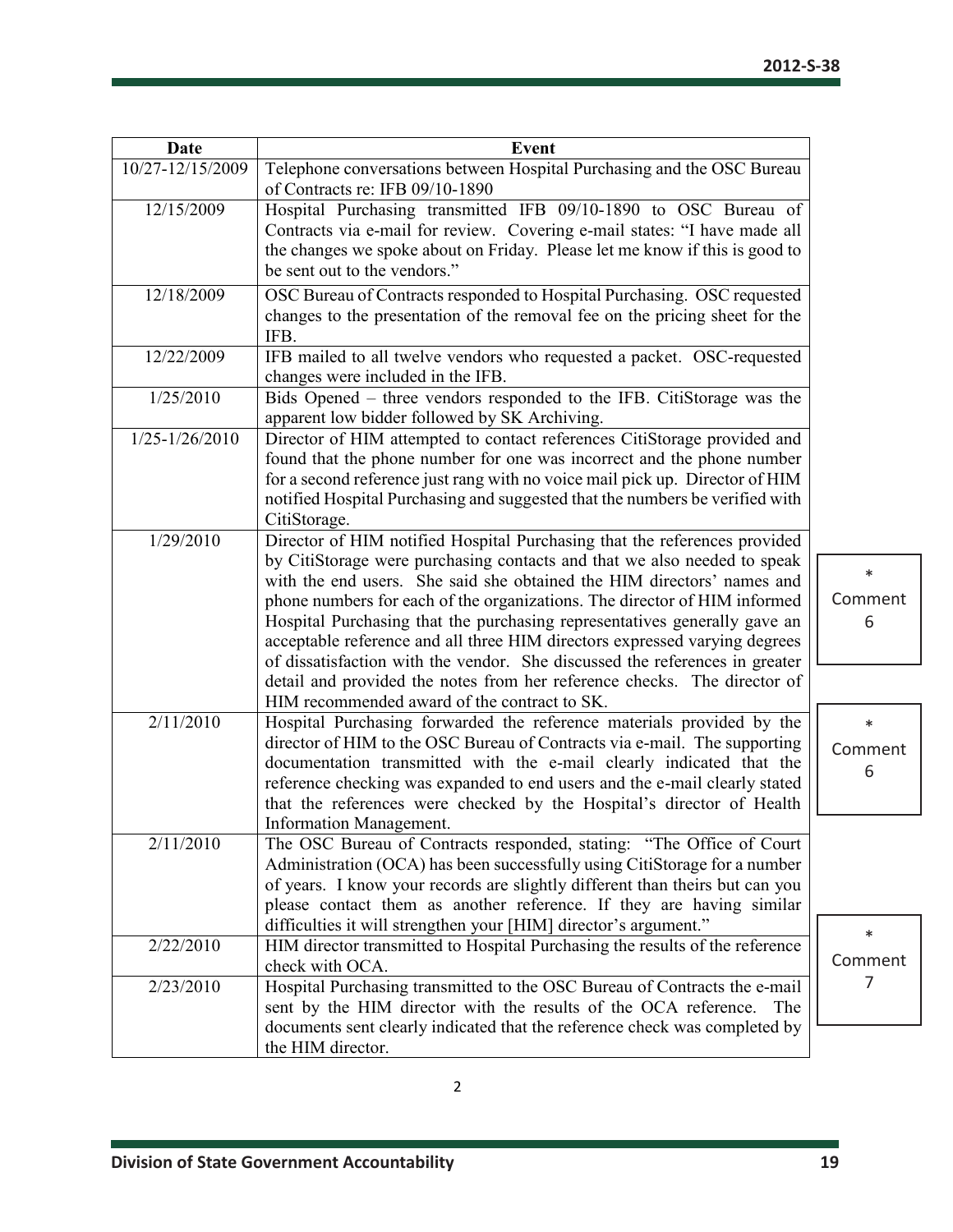| Date | Event |
|---|---|
| 10/27-12/15/2009 | Telephone conversations between Hospital Purchasing and the OSC Bureau of Contracts re: IFB 09/10-1890 |
| 12/15/2009 | Hospital Purchasing transmitted IFB 09/10-1890 to OSC Bureau of Contracts via e-mail for review. Covering e-mail states: "I have made all the changes we spoke about on Friday. Please let me know if this is good to be sent out to the vendors." |
| 12/18/2009 | OSC Bureau of Contracts responded to Hospital Purchasing. OSC requested changes to the presentation of the removal fee on the pricing sheet for the IFB. |
| 12/22/2009 | IFB mailed to all twelve vendors who requested a packet. OSC-requested changes were included in the IFB. |
| 1/25/2010 | Bids Opened – three vendors responded to the IFB. CitiStorage was the apparent low bidder followed by SK Archiving. |
| 1/25-1/26/2010 | Director of HIM attempted to contact references CitiStorage provided and found that the phone number for one was incorrect and the phone number for a second reference just rang with no voice mail pick up. Director of HIM notified Hospital Purchasing and suggested that the numbers be verified with CitiStorage. |
| 1/29/2010 | Director of HIM notified Hospital Purchasing that the references provided by CitiStorage were purchasing contacts and that we also needed to speak with the end users. She said she obtained the HIM directors' names and phone numbers for each of the organizations. The director of HIM informed Hospital Purchasing that the purchasing representatives generally gave an acceptable reference and all three HIM directors expressed varying degrees of dissatisfaction with the vendor. She discussed the references in greater detail and provided the notes from her reference checks. The director of HIM recommended award of the contract to SK. |
| 2/11/2010 | Hospital Purchasing forwarded the reference materials provided by the director of HIM to the OSC Bureau of Contracts via e-mail. The supporting documentation transmitted with the e-mail clearly indicated that the reference checking was expanded to end users and the e-mail clearly stated that the references were checked by the Hospital's director of Health Information Management. |
| 2/11/2010 | The OSC Bureau of Contracts responded, stating: "The Office of Court Administration (OCA) has been successfully using CitiStorage for a number of years. I know your records are slightly different than theirs but can you please contact them as another reference. If they are having similar difficulties it will strengthen your [HIM] director's argument." |
| 2/22/2010 | HIM director transmitted to Hospital Purchasing the results of the reference check with OCA. |
| 2/23/2010 | Hospital Purchasing transmitted to the OSC Bureau of Contracts the e-mail sent by the HIM director with the results of the OCA reference. The documents sent clearly indicated that the reference check was completed by the HIM director. |

\* Comment 6

\* Comment 6

\* Comment 7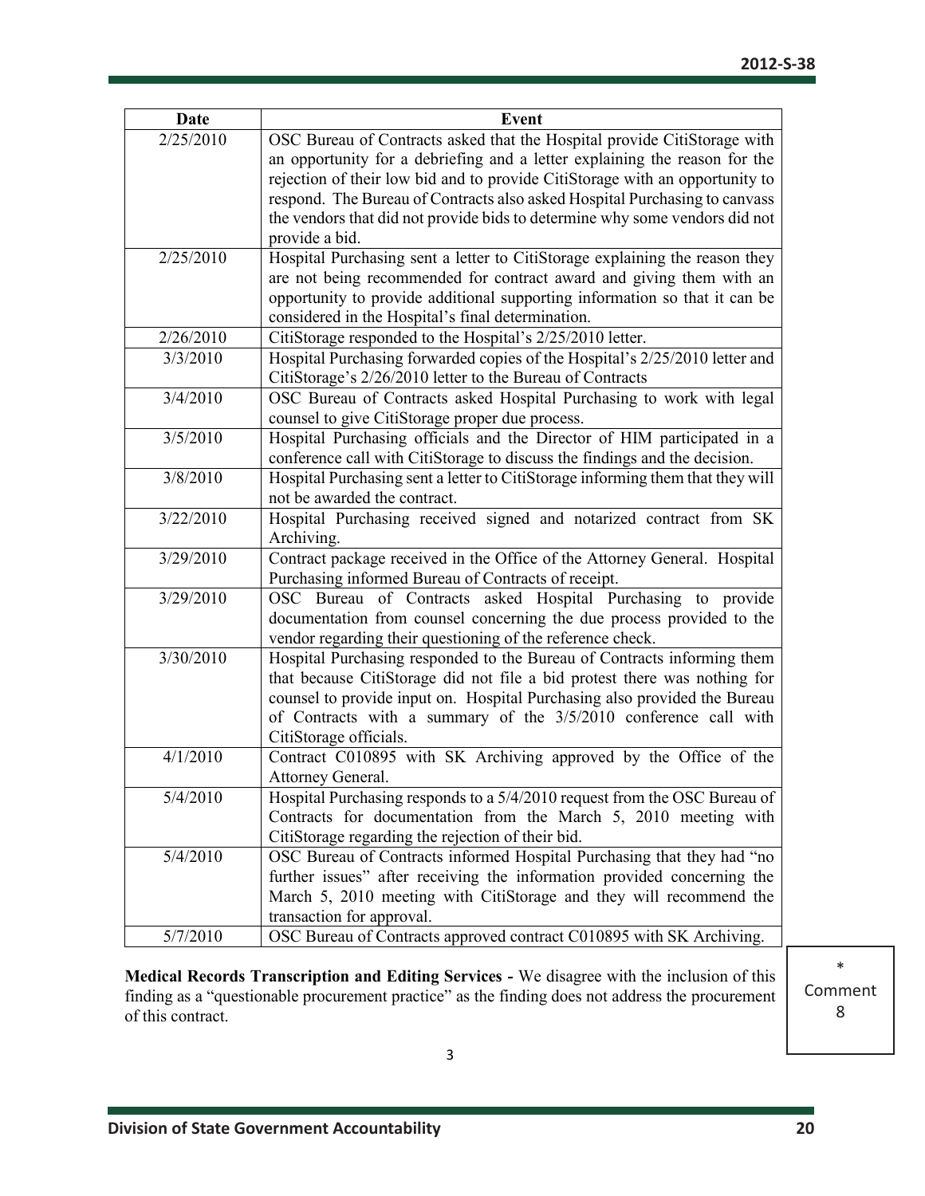| Date | Event |
|---|---|
| 2/25/2010 | OSC Bureau of Contracts asked that the Hospital provide CitiStorage with an opportunity for a debriefing and a letter explaining the reason for the rejection of their low bid and to provide CitiStorage with an opportunity to respond. The Bureau of Contracts also asked Hospital Purchasing to canvass the vendors that did not provide bids to determine why some vendors did not provide a bid. |
| 2/25/2010 | Hospital Purchasing sent a letter to CitiStorage explaining the reason they are not being recommended for contract award and giving them with an opportunity to provide additional supporting information so that it can be considered in the Hospital's final determination. |
| 2/26/2010 | CitiStorage responded to the Hospital's 2/25/2010 letter. |
| 3/3/2010 | Hospital Purchasing forwarded copies of the Hospital's 2/25/2010 letter and CitiStorage's 2/26/2010 letter to the Bureau of Contracts |
| 3/4/2010 | OSC Bureau of Contracts asked Hospital Purchasing to work with legal counsel to give CitiStorage proper due process. |
| 3/5/2010 | Hospital Purchasing officials and the Director of HIM participated in a conference call with CitiStorage to discuss the findings and the decision. |
| 3/8/2010 | Hospital Purchasing sent a letter to CitiStorage informing them that they will not be awarded the contract. |
| 3/22/2010 | Hospital Purchasing received signed and notarized contract from SK Archiving. |
| 3/29/2010 | Contract package received in the Office of the Attorney General. Hospital Purchasing informed Bureau of Contracts of receipt. |
| 3/29/2010 | OSC Bureau of Contracts asked Hospital Purchasing to provide documentation from counsel concerning the due process provided to the vendor regarding their questioning of the reference check. |
| 3/30/2010 | Hospital Purchasing responded to the Bureau of Contracts informing them that because CitiStorage did not file a bid protest there was nothing for counsel to provide input on. Hospital Purchasing also provided the Bureau of Contracts with a summary of the 3/5/2010 conference call with CitiStorage officials. |
| 4/1/2010 | Contract C010895 with SK Archiving approved by the Office of the Attorney General. |
| 5/4/2010 | Hospital Purchasing responds to a 5/4/2010 request from the OSC Bureau of Contracts for documentation from the March 5, 2010 meeting with CitiStorage regarding the rejection of their bid. |
| 5/4/2010 | OSC Bureau of Contracts informed Hospital Purchasing that they had "no further issues" after receiving the information provided concerning the March 5, 2010 meeting with CitiStorage and they will recommend the transaction for approval. |
| 5/7/2010 | OSC Bureau of Contracts approved contract C010895 with SK Archiving. |

**Medical Records Transcription and Editing Services -** We disagree with the inclusion of this finding as a "questionable procurement practice" as the finding does not address the procurement of this contract.

\* Comment 8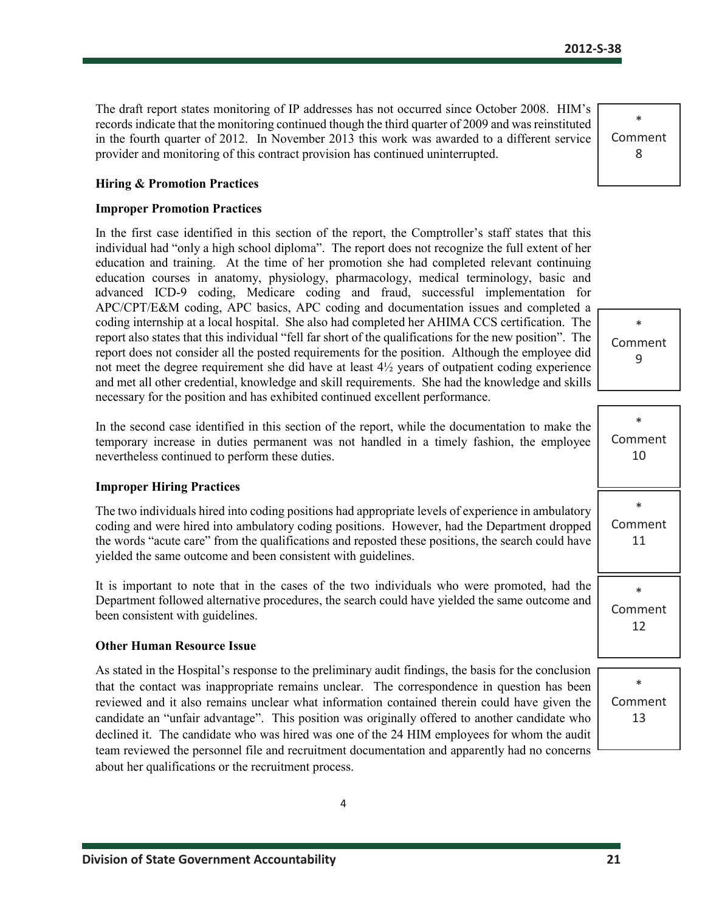The draft report states monitoring of IP addresses has not occurred since October 2008. HIM's records indicate that the monitoring continued though the third quarter of 2009 and was reinstituted in the fourth quarter of 2012. In November 2013 this work was awarded to a different service provider and monitoring of this contract provision has continued uninterrupted.

\* Comment 8

**Hiring & Promotion Practices**

**Improper Promotion Practices**

In the first case identified in this section of the report, the Comptroller's staff states that this individual had "only a high school diploma". The report does not recognize the full extent of her education and training. At the time of her promotion she had completed relevant continuing education courses in anatomy, physiology, pharmacology, medical terminology, basic and advanced ICD-9 coding, Medicare coding and fraud, successful implementation for APC/CPT/E&M coding, APC basics, APC coding and documentation issues and completed a coding internship at a local hospital. She also had completed her AHIMA CCS certification. The report also states that this individual "fell far short of the qualifications for the new position". The report does not consider all the posted requirements for the position. Although the employee did not meet the degree requirement she did have at least 4½ years of outpatient coding experience and met all other credential, knowledge and skill requirements. She had the knowledge and skills necessary for the position and has exhibited continued excellent performance.

\* Comment 9

In the second case identified in this section of the report, while the documentation to make the temporary increase in duties permanent was not handled in a timely fashion, the employee nevertheless continued to perform these duties.

\* Comment 10

**Improper Hiring Practices**

The two individuals hired into coding positions had appropriate levels of experience in ambulatory coding and were hired into ambulatory coding positions. However, had the Department dropped the words "acute care" from the qualifications and reposted these positions, the search could have yielded the same outcome and been consistent with guidelines.

\* Comment 11

It is important to note that in the cases of the two individuals who were promoted, had the Department followed alternative procedures, the search could have yielded the same outcome and been consistent with guidelines.

\* Comment 12

**Other Human Resource Issue**

As stated in the Hospital's response to the preliminary audit findings, the basis for the conclusion that the contact was inappropriate remains unclear. The correspondence in question has been reviewed and it also remains unclear what information contained therein could have given the candidate an "unfair advantage". This position was originally offered to another candidate who declined it. The candidate who was hired was one of the 24 HIM employees for whom the audit team reviewed the personnel file and recruitment documentation and apparently had no concerns about her qualifications or the recruitment process.

\* Comment 13

4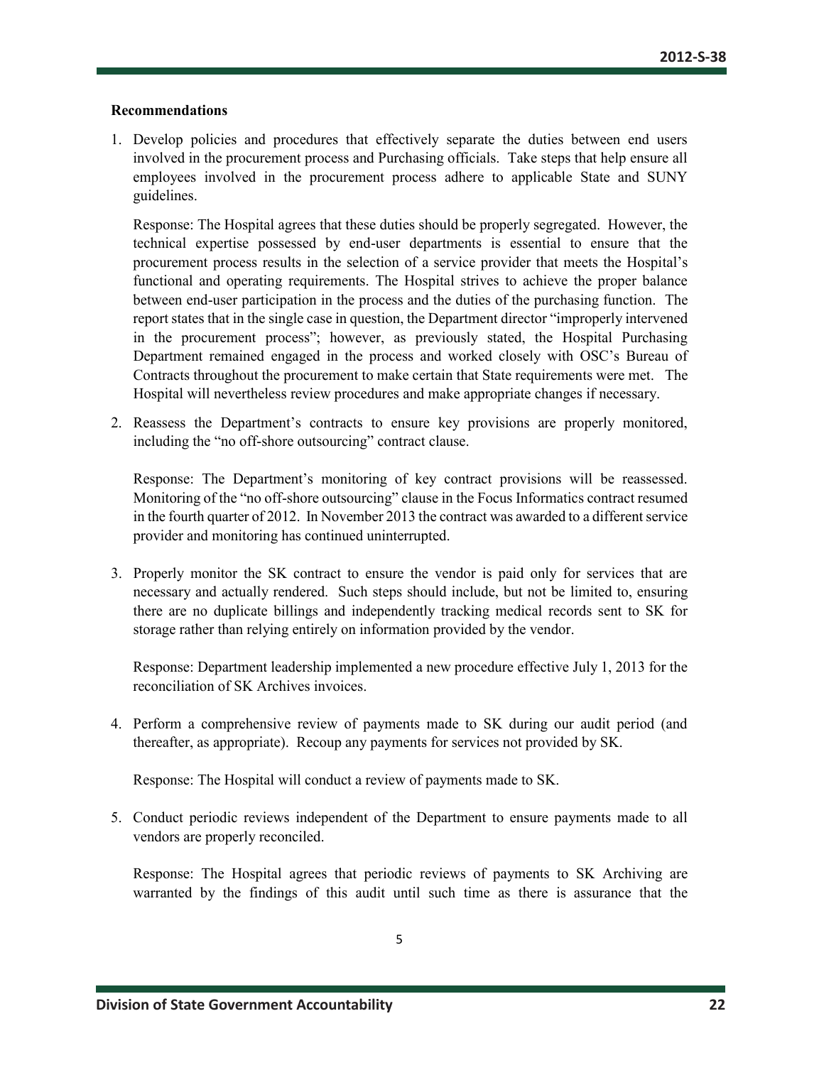**Recommendations**

1. Develop policies and procedures that effectively separate the duties between end users involved in the procurement process and Purchasing officials. Take steps that help ensure all employees involved in the procurement process adhere to applicable State and SUNY guidelines.

   Response: The Hospital agrees that these duties should be properly segregated. However, the technical expertise possessed by end-user departments is essential to ensure that the procurement process results in the selection of a service provider that meets the Hospital's functional and operating requirements. The Hospital strives to achieve the proper balance between end-user participation in the process and the duties of the purchasing function. The report states that in the single case in question, the Department director "improperly intervened in the procurement process"; however, as previously stated, the Hospital Purchasing Department remained engaged in the process and worked closely with OSC's Bureau of Contracts throughout the procurement to make certain that State requirements were met. The Hospital will nevertheless review procedures and make appropriate changes if necessary.

2. Reassess the Department's contracts to ensure key provisions are properly monitored, including the "no off-shore outsourcing" contract clause.

   Response: The Department's monitoring of key contract provisions will be reassessed. Monitoring of the "no off-shore outsourcing" clause in the Focus Informatics contract resumed in the fourth quarter of 2012. In November 2013 the contract was awarded to a different service provider and monitoring has continued uninterrupted.

3. Properly monitor the SK contract to ensure the vendor is paid only for services that are necessary and actually rendered. Such steps should include, but not be limited to, ensuring there are no duplicate billings and independently tracking medical records sent to SK for storage rather than relying entirely on information provided by the vendor.

   Response: Department leadership implemented a new procedure effective July 1, 2013 for the reconciliation of SK Archives invoices.

4. Perform a comprehensive review of payments made to SK during our audit period (and thereafter, as appropriate). Recoup any payments for services not provided by SK.

   Response: The Hospital will conduct a review of payments made to SK.

5. Conduct periodic reviews independent of the Department to ensure payments made to all vendors are properly reconciled.

   Response: The Hospital agrees that periodic reviews of payments to SK Archiving are warranted by the findings of this audit until such time as there is assurance that the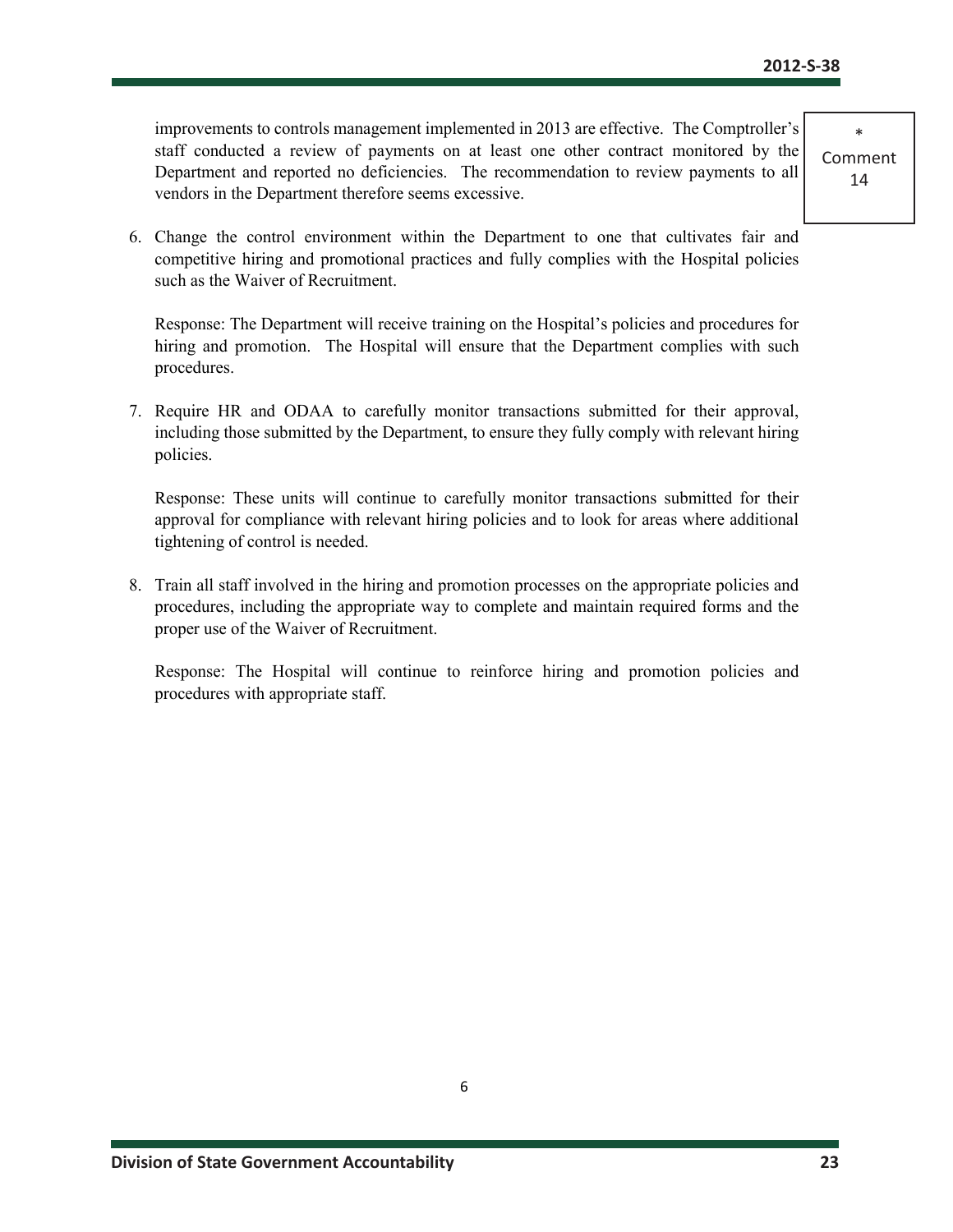improvements to controls management implemented in 2013 are effective. The Comptroller's staff conducted a review of payments on at least one other contract monitored by the Department and reported no deficiencies. The recommendation to review payments to all vendors in the Department therefore seems excessive.

\* Comment 14

6. Change the control environment within the Department to one that cultivates fair and competitive hiring and promotional practices and fully complies with the Hospital policies such as the Waiver of Recruitment.

   Response: The Department will receive training on the Hospital's policies and procedures for hiring and promotion. The Hospital will ensure that the Department complies with such procedures.

7. Require HR and ODAA to carefully monitor transactions submitted for their approval, including those submitted by the Department, to ensure they fully comply with relevant hiring policies.

   Response: These units will continue to carefully monitor transactions submitted for their approval for compliance with relevant hiring policies and to look for areas where additional tightening of control is needed.

8. Train all staff involved in the hiring and promotion processes on the appropriate policies and procedures, including the appropriate way to complete and maintain required forms and the proper use of the Waiver of Recruitment.

   Response: The Hospital will continue to reinforce hiring and promotion policies and procedures with appropriate staff.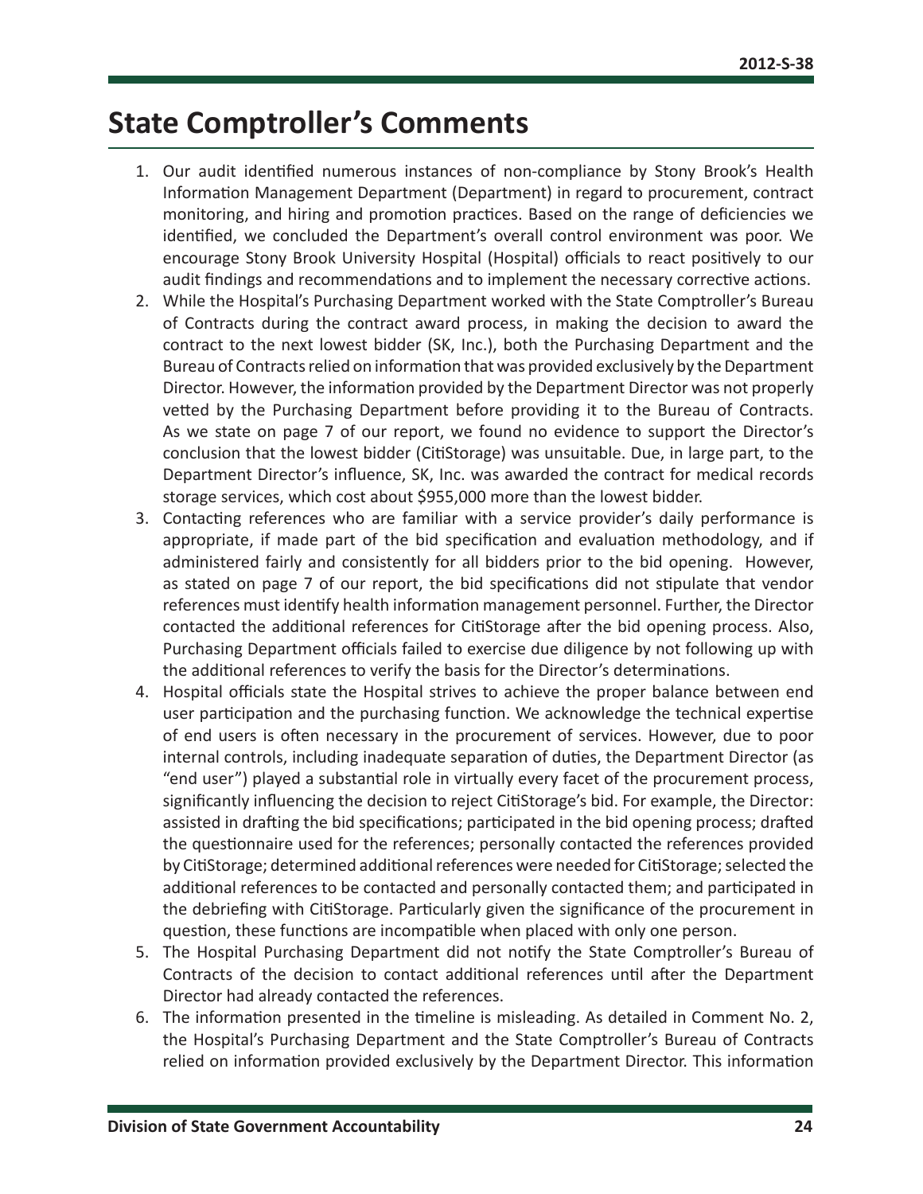# State Comptroller's Comments

1. Our audit identified numerous instances of non-compliance by Stony Brook's Health Information Management Department (Department) in regard to procurement, contract monitoring, and hiring and promotion practices. Based on the range of deficiencies we identified, we concluded the Department's overall control environment was poor. We encourage Stony Brook University Hospital (Hospital) officials to react positively to our audit findings and recommendations and to implement the necessary corrective actions.
2. While the Hospital's Purchasing Department worked with the State Comptroller's Bureau of Contracts during the contract award process, in making the decision to award the contract to the next lowest bidder (SK, Inc.), both the Purchasing Department and the Bureau of Contracts relied on information that was provided exclusively by the Department Director. However, the information provided by the Department Director was not properly vetted by the Purchasing Department before providing it to the Bureau of Contracts. As we state on page 7 of our report, we found no evidence to support the Director's conclusion that the lowest bidder (CitiStorage) was unsuitable. Due, in large part, to the Department Director's influence, SK, Inc. was awarded the contract for medical records storage services, which cost about $955,000 more than the lowest bidder.
3. Contacting references who are familiar with a service provider's daily performance is appropriate, if made part of the bid specification and evaluation methodology, and if administered fairly and consistently for all bidders prior to the bid opening. However, as stated on page 7 of our report, the bid specifications did not stipulate that vendor references must identify health information management personnel. Further, the Director contacted the additional references for CitiStorage after the bid opening process. Also, Purchasing Department officials failed to exercise due diligence by not following up with the additional references to verify the basis for the Director's determinations.
4. Hospital officials state the Hospital strives to achieve the proper balance between end user participation and the purchasing function. We acknowledge the technical expertise of end users is often necessary in the procurement of services. However, due to poor internal controls, including inadequate separation of duties, the Department Director (as "end user") played a substantial role in virtually every facet of the procurement process, significantly influencing the decision to reject CitiStorage's bid. For example, the Director: assisted in drafting the bid specifications; participated in the bid opening process; drafted the questionnaire used for the references; personally contacted the references provided by CitiStorage; determined additional references were needed for CitiStorage; selected the additional references to be contacted and personally contacted them; and participated in the debriefing with CitiStorage. Particularly given the significance of the procurement in question, these functions are incompatible when placed with only one person.
5. The Hospital Purchasing Department did not notify the State Comptroller's Bureau of Contracts of the decision to contact additional references until after the Department Director had already contacted the references.
6. The information presented in the timeline is misleading. As detailed in Comment No. 2, the Hospital's Purchasing Department and the State Comptroller's Bureau of Contracts relied on information provided exclusively by the Department Director. This information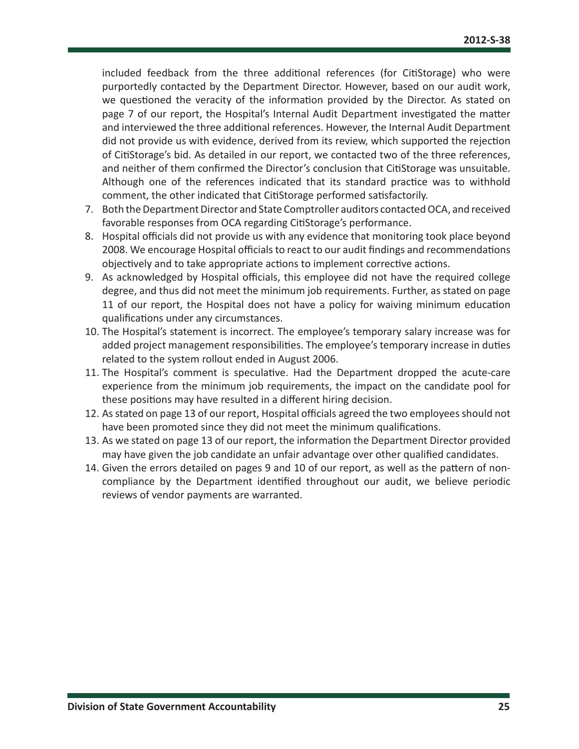included feedback from the three additional references (for CitiStorage) who were purportedly contacted by the Department Director. However, based on our audit work, we questioned the veracity of the information provided by the Director. As stated on page 7 of our report, the Hospital's Internal Audit Department investigated the matter and interviewed the three additional references. However, the Internal Audit Department did not provide us with evidence, derived from its review, which supported the rejection of CitiStorage's bid. As detailed in our report, we contacted two of the three references, and neither of them confirmed the Director's conclusion that CitiStorage was unsuitable. Although one of the references indicated that its standard practice was to withhold comment, the other indicated that CitiStorage performed satisfactorily.

7. Both the Department Director and State Comptroller auditors contacted OCA, and received favorable responses from OCA regarding CitiStorage's performance.
8. Hospital officials did not provide us with any evidence that monitoring took place beyond 2008. We encourage Hospital officials to react to our audit findings and recommendations objectively and to take appropriate actions to implement corrective actions.
9. As acknowledged by Hospital officials, this employee did not have the required college degree, and thus did not meet the minimum job requirements. Further, as stated on page 11 of our report, the Hospital does not have a policy for waiving minimum education qualifications under any circumstances.
10. The Hospital's statement is incorrect. The employee's temporary salary increase was for added project management responsibilities. The employee's temporary increase in duties related to the system rollout ended in August 2006.
11. The Hospital's comment is speculative. Had the Department dropped the acute-care experience from the minimum job requirements, the impact on the candidate pool for these positions may have resulted in a different hiring decision.
12. As stated on page 13 of our report, Hospital officials agreed the two employees should not have been promoted since they did not meet the minimum qualifications.
13. As we stated on page 13 of our report, the information the Department Director provided may have given the job candidate an unfair advantage over other qualified candidates.
14. Given the errors detailed on pages 9 and 10 of our report, as well as the pattern of non-compliance by the Department identified throughout our audit, we believe periodic reviews of vendor payments are warranted.